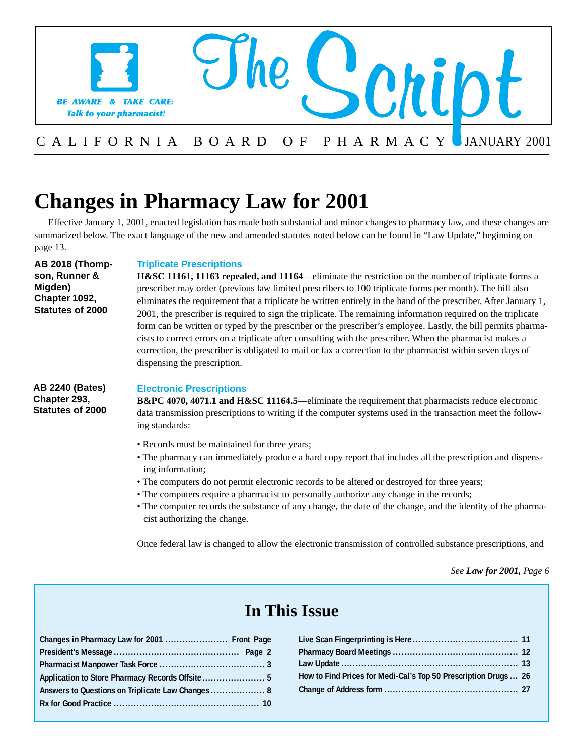# The Script

BE AWARE & TAKE CARE: Talk to your pharmacist!

CALIFORNIA BOARD OF PHARMACY JANUARY 2001

# Changes in Pharmacy Law for 2001

Effective January 1, 2001, enacted legislation has made both substantial and minor changes to pharmacy law, and these changes are summarized below. The exact language of the new and amended statutes noted below can be found in "Law Update," beginning on page 13.

**AB 2018 (Thompson, Runner & Migden) Chapter 1092, Statutes of 2000**

### Triplicate Prescriptions

**H&SC 11161, 11163 repealed, and 11164**—eliminate the restriction on the number of triplicate forms a prescriber may order (previous law limited prescribers to 100 triplicate forms per month). The bill also eliminates the requirement that a triplicate be written entirely in the hand of the prescriber. After January 1, 2001, the prescriber is required to sign the triplicate. The remaining information required on the triplicate form can be written or typed by the prescriber or the prescriber's employee. Lastly, the bill permits pharmacists to correct errors on a triplicate after consulting with the prescriber. When the pharmacist makes a correction, the prescriber is obligated to mail or fax a correction to the pharmacist within seven days of dispensing the prescription.

**AB 2240 (Bates) Chapter 293, Statutes of 2000**

### Electronic Prescriptions

**B&PC 4070, 4071.1 and H&SC 11164.5**—eliminate the requirement that pharmacists reduce electronic data transmission prescriptions to writing if the computer systems used in the transaction meet the following standards:

- Records must be maintained for three years;
- The pharmacy can immediately produce a hard copy report that includes all the prescription and dispensing information;
- The computers do not permit electronic records to be altered or destroyed for three years;
- The computers require a pharmacist to personally authorize any change in the records;
- The computer records the substance of any change, the date of the change, and the identity of the pharmacist authorizing the change.

Once federal law is changed to allow the electronic transmission of controlled substance prescriptions, and

*See **Law for 2001,** Page 6*

## In This Issue

- Changes in Pharmacy Law for 2001 .......... Front Page
- President's Message .......... Page 2
- Pharmacist Manpower Task Force .......... 3
- Application to Store Pharmacy Records Offsite .......... 5
- Answers to Questions on Triplicate Law Changes .......... 8
- Rx for Good Practice .......... 10
- Live Scan Fingerprinting is Here .......... 11
- Pharmacy Board Meetings .......... 12
- Law Update .......... 13
- How to Find Prices for Medi-Cal's Top 50 Prescription Drugs .......... 26
- Change of Address form .......... 27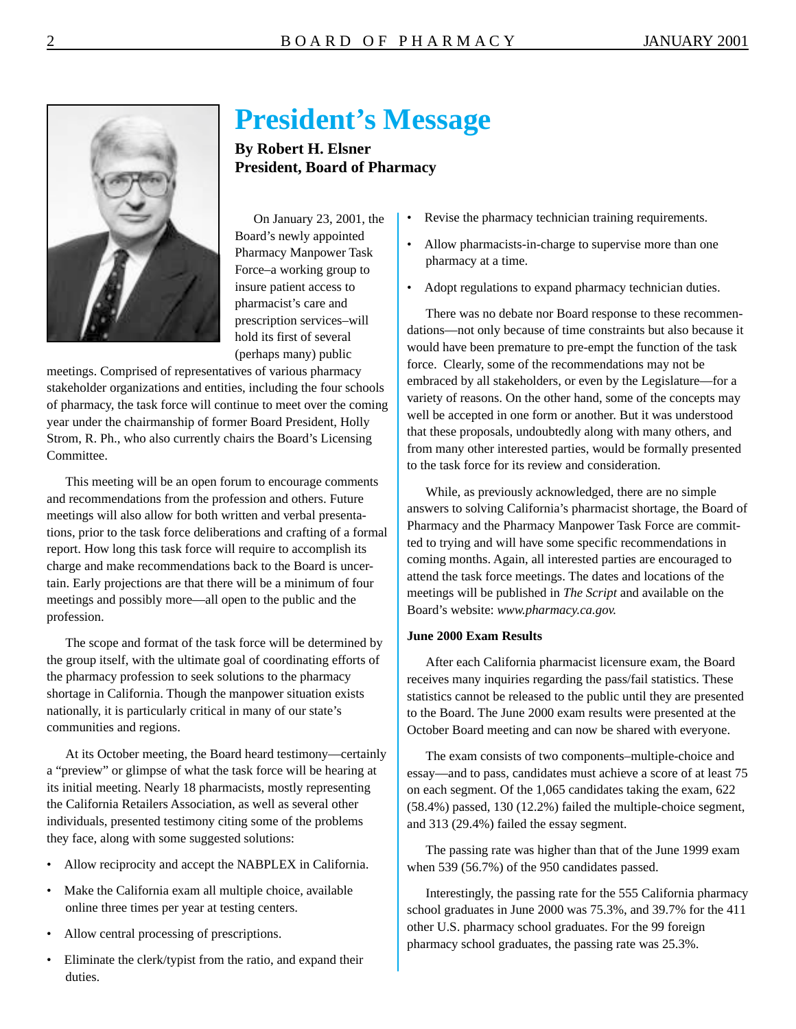# President's Message

**By Robert H. Elsner**
**President, Board of Pharmacy**

On January 23, 2001, the Board's newly appointed Pharmacy Manpower Task Force–a working group to insure patient access to pharmacist's care and prescription services–will hold its first of several (perhaps many) public meetings. Comprised of representatives of various pharmacy stakeholder organizations and entities, including the four schools of pharmacy, the task force will continue to meet over the coming year under the chairmanship of former Board President, Holly Strom, R. Ph., who also currently chairs the Board's Licensing Committee.

This meeting will be an open forum to encourage comments and recommendations from the profession and others. Future meetings will also allow for both written and verbal presentations, prior to the task force deliberations and crafting of a formal report. How long this task force will require to accomplish its charge and make recommendations back to the Board is uncertain. Early projections are that there will be a minimum of four meetings and possibly more—all open to the public and the profession.

The scope and format of the task force will be determined by the group itself, with the ultimate goal of coordinating efforts of the pharmacy profession to seek solutions to the pharmacy shortage in California. Though the manpower situation exists nationally, it is particularly critical in many of our state's communities and regions.

At its October meeting, the Board heard testimony—certainly a "preview" or glimpse of what the task force will be hearing at its initial meeting. Nearly 18 pharmacists, mostly representing the California Retailers Association, as well as several other individuals, presented testimony citing some of the problems they face, along with some suggested solutions:

- Allow reciprocity and accept the NABPLEX in California.
- Make the California exam all multiple choice, available online three times per year at testing centers.
- Allow central processing of prescriptions.
- Eliminate the clerk/typist from the ratio, and expand their duties.
- Revise the pharmacy technician training requirements.
- Allow pharmacists-in-charge to supervise more than one pharmacy at a time.
- Adopt regulations to expand pharmacy technician duties.

There was no debate nor Board response to these recommendations—not only because of time constraints but also because it would have been premature to pre-empt the function of the task force. Clearly, some of the recommendations may not be embraced by all stakeholders, or even by the Legislature—for a variety of reasons. On the other hand, some of the concepts may well be accepted in one form or another. But it was understood that these proposals, undoubtedly along with many others, and from many other interested parties, would be formally presented to the task force for its review and consideration.

While, as previously acknowledged, there are no simple answers to solving California's pharmacist shortage, the Board of Pharmacy and the Pharmacy Manpower Task Force are committed to trying and will have some specific recommendations in coming months. Again, all interested parties are encouraged to attend the task force meetings. The dates and locations of the meetings will be published in *The Script* and available on the Board's website: *www.pharmacy.ca.gov.*

**June 2000 Exam Results**

After each California pharmacist licensure exam, the Board receives many inquiries regarding the pass/fail statistics. These statistics cannot be released to the public until they are presented to the Board. The June 2000 exam results were presented at the October Board meeting and can now be shared with everyone.

The exam consists of two components–multiple-choice and essay—and to pass, candidates must achieve a score of at least 75 on each segment. Of the 1,065 candidates taking the exam, 622 (58.4%) passed, 130 (12.2%) failed the multiple-choice segment, and 313 (29.4%) failed the essay segment.

The passing rate was higher than that of the June 1999 exam when 539 (56.7%) of the 950 candidates passed.

Interestingly, the passing rate for the 555 California pharmacy school graduates in June 2000 was 75.3%, and 39.7% for the 411 other U.S. pharmacy school graduates. For the 99 foreign pharmacy school graduates, the passing rate was 25.3%.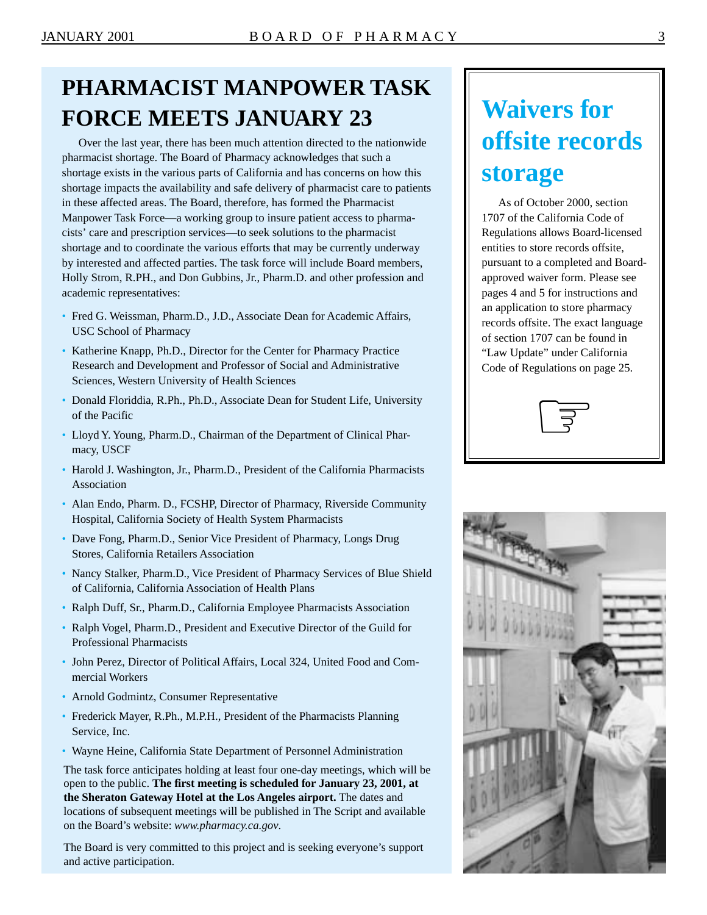# PHARMACIST MANPOWER TASK FORCE MEETS JANUARY 23

Over the last year, there has been much attention directed to the nationwide pharmacist shortage. The Board of Pharmacy acknowledges that such a shortage exists in the various parts of California and has concerns on how this shortage impacts the availability and safe delivery of pharmacist care to patients in these affected areas. The Board, therefore, has formed the Pharmacist Manpower Task Force—a working group to insure patient access to pharmacists' care and prescription services—to seek solutions to the pharmacist shortage and to coordinate the various efforts that may be currently underway by interested and affected parties. The task force will include Board members, Holly Strom, R.PH., and Don Gubbins, Jr., Pharm.D. and other profession and academic representatives:

- Fred G. Weissman, Pharm.D., J.D., Associate Dean for Academic Affairs, USC School of Pharmacy
- Katherine Knapp, Ph.D., Director for the Center for Pharmacy Practice Research and Development and Professor of Social and Administrative Sciences, Western University of Health Sciences
- Donald Floriddia, R.Ph., Ph.D., Associate Dean for Student Life, University of the Pacific
- Lloyd Y. Young, Pharm.D., Chairman of the Department of Clinical Pharmacy, USCF
- Harold J. Washington, Jr., Pharm.D., President of the California Pharmacists Association
- Alan Endo, Pharm. D., FCSHP, Director of Pharmacy, Riverside Community Hospital, California Society of Health System Pharmacists
- Dave Fong, Pharm.D., Senior Vice President of Pharmacy, Longs Drug Stores, California Retailers Association
- Nancy Stalker, Pharm.D., Vice President of Pharmacy Services of Blue Shield of California, California Association of Health Plans
- Ralph Duff, Sr., Pharm.D., California Employee Pharmacists Association
- Ralph Vogel, Pharm.D., President and Executive Director of the Guild for Professional Pharmacists
- John Perez, Director of Political Affairs, Local 324, United Food and Commercial Workers
- Arnold Godmintz, Consumer Representative
- Frederick Mayer, R.Ph., M.P.H., President of the Pharmacists Planning Service, Inc.
- Wayne Heine, California State Department of Personnel Administration

The task force anticipates holding at least four one-day meetings, which will be open to the public. **The first meeting is scheduled for January 23, 2001, at the Sheraton Gateway Hotel at the Los Angeles airport.** The dates and locations of subsequent meetings will be published in The Script and available on the Board's website: *www.pharmacy.ca.gov*.

The Board is very committed to this project and is seeking everyone's support and active participation.

# Waivers for offsite records storage

As of October 2000, section 1707 of the California Code of Regulations allows Board-licensed entities to store records offsite, pursuant to a completed and Board-approved waiver form. Please see pages 4 and 5 for instructions and an application to store pharmacy records offsite. The exact language of section 1707 can be found in "Law Update" under California Code of Regulations on page 25.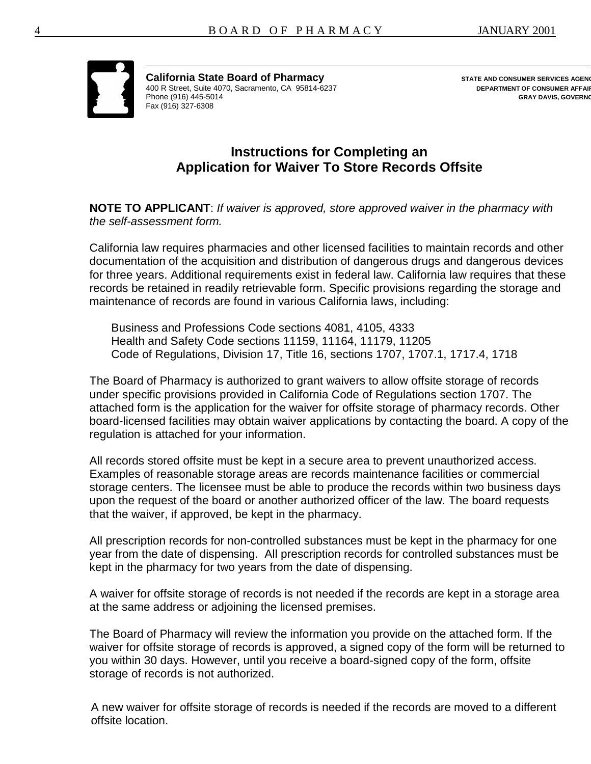**California State Board of Pharmacy**
400 R Street, Suite 4070, Sacramento, CA 95814-6237
Phone (916) 445-5014
Fax (916) 327-6308

STATE AND CONSUMER SERVICES AGENC
DEPARTMENT OF CONSUMER AFFAIR
GRAY DAVIS, GOVERNO

## Instructions for Completing an Application for Waiver To Store Records Offsite

**NOTE TO APPLICANT**: *If waiver is approved, store approved waiver in the pharmacy with the self-assessment form.*

California law requires pharmacies and other licensed facilities to maintain records and other documentation of the acquisition and distribution of dangerous drugs and dangerous devices for three years. Additional requirements exist in federal law. California law requires that these records be retained in readily retrievable form. Specific provisions regarding the storage and maintenance of records are found in various California laws, including:

Business and Professions Code sections 4081, 4105, 4333
Health and Safety Code sections 11159, 11164, 11179, 11205
Code of Regulations, Division 17, Title 16, sections 1707, 1707.1, 1717.4, 1718

The Board of Pharmacy is authorized to grant waivers to allow offsite storage of records under specific provisions provided in California Code of Regulations section 1707. The attached form is the application for the waiver for offsite storage of pharmacy records. Other board-licensed facilities may obtain waiver applications by contacting the board. A copy of the regulation is attached for your information.

All records stored offsite must be kept in a secure area to prevent unauthorized access. Examples of reasonable storage areas are records maintenance facilities or commercial storage centers. The licensee must be able to produce the records within two business days upon the request of the board or another authorized officer of the law. The board requests that the waiver, if approved, be kept in the pharmacy.

All prescription records for non-controlled substances must be kept in the pharmacy for one year from the date of dispensing. All prescription records for controlled substances must be kept in the pharmacy for two years from the date of dispensing.

A waiver for offsite storage of records is not needed if the records are kept in a storage area at the same address or adjoining the licensed premises.

The Board of Pharmacy will review the information you provide on the attached form. If the waiver for offsite storage of records is approved, a signed copy of the form will be returned to you within 30 days. However, until you receive a board-signed copy of the form, offsite storage of records is not authorized.

A new waiver for offsite storage of records is needed if the records are moved to a different offsite location.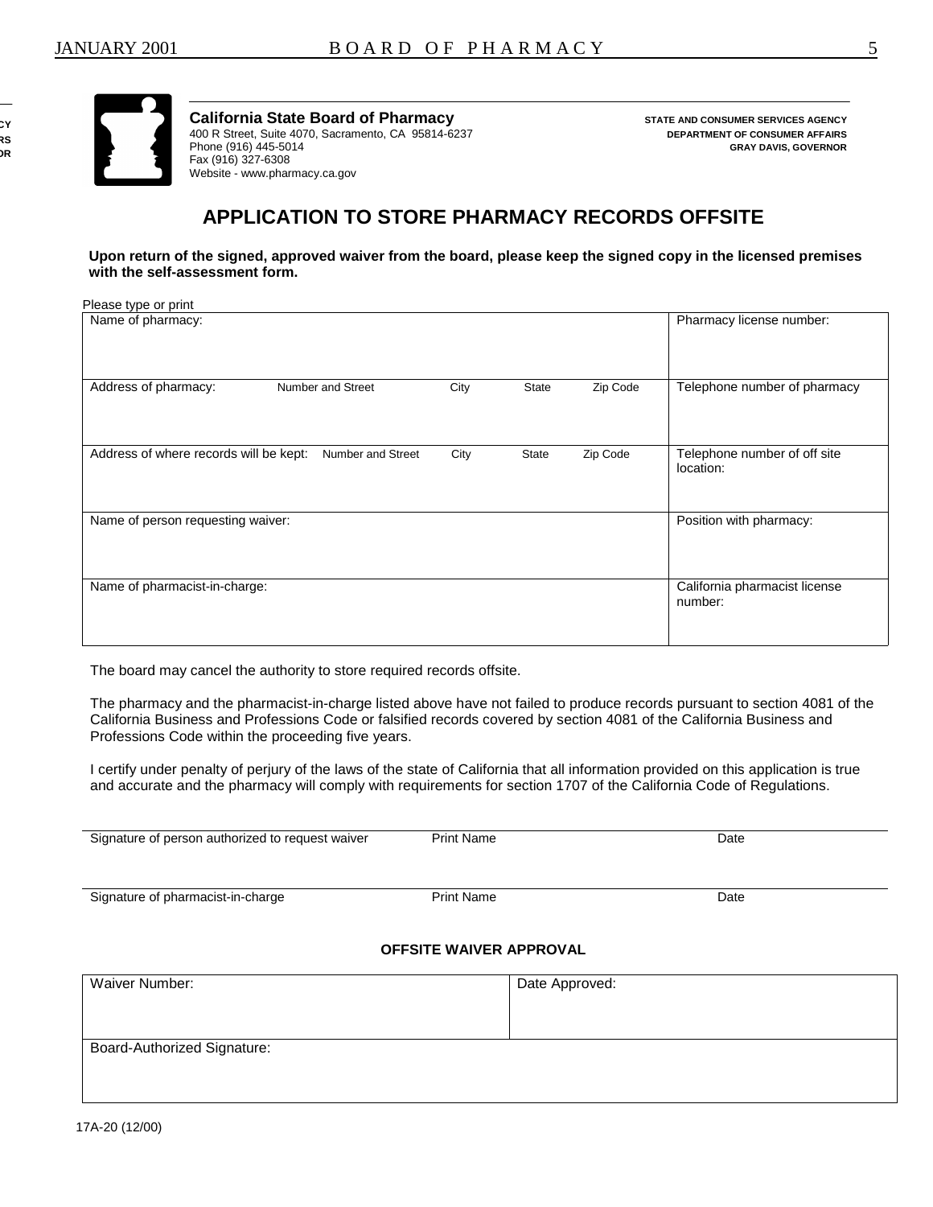**California State Board of Pharmacy**
400 R Street, Suite 4070, Sacramento, CA 95814-6237
Phone (916) 445-5014
Fax (916) 327-6308
Website - www.pharmacy.ca.gov

**STATE AND CONSUMER SERVICES AGENCY**
**DEPARTMENT OF CONSUMER AFFAIRS**
**GRAY DAVIS, GOVERNOR**

# APPLICATION TO STORE PHARMACY RECORDS OFFSITE

**Upon return of the signed, approved waiver from the board, please keep the signed copy in the licensed premises with the self-assessment form.**

Please type or print

| | |
|---|---|
| Name of pharmacy: | Pharmacy license number: |
| Address of pharmacy: Number and Street / City / State / Zip Code | Telephone number of pharmacy |
| Address of where records will be kept: Number and Street / City / State / Zip Code | Telephone number of off site location: |
| Name of person requesting waiver: | Position with pharmacy: |
| Name of pharmacist-in-charge: | California pharmacist license number: |

The board may cancel the authority to store required records offsite.

The pharmacy and the pharmacist-in-charge listed above have not failed to produce records pursuant to section 4081 of the California Business and Professions Code or falsified records covered by section 4081 of the California Business and Professions Code within the proceeding five years.

I certify under penalty of perjury of the laws of the state of California that all information provided on this application is true and accurate and the pharmacy will comply with requirements for section 1707 of the California Code of Regulations.

Signature of person authorized to request waiver    Print Name    Date

Signature of pharmacist-in-charge    Print Name    Date

**OFFSITE WAIVER APPROVAL**

| | |
|---|---|
| Waiver Number: | Date Approved: |
| Board-Authorized Signature: | |

17A-20 (12/00)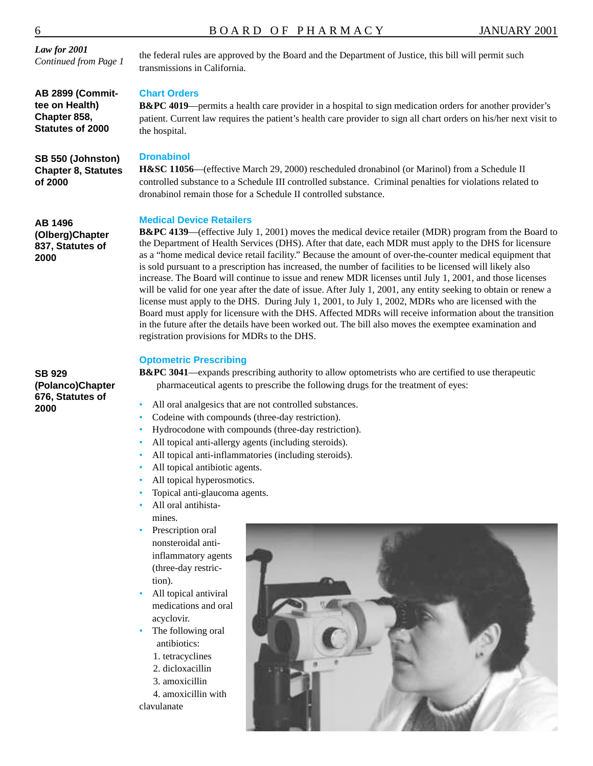*Law for 2001*
*Continued from Page 1*

the federal rules are approved by the Board and the Department of Justice, this bill will permit such transmissions in California.

**AB 2899 (Committee on Health) Chapter 858, Statutes of 2000**

### Chart Orders

**B&PC 4019**—permits a health care provider in a hospital to sign medication orders for another provider's patient. Current law requires the patient's health care provider to sign all chart orders on his/her next visit to the hospital.

**SB 550 (Johnston) Chapter 8, Statutes of 2000**

### Dronabinol

**H&SC 11056**—(effective March 29, 2000) rescheduled dronabinol (or Marinol) from a Schedule II controlled substance to a Schedule III controlled substance. Criminal penalties for violations related to dronabinol remain those for a Schedule II controlled substance.

**AB 1496 (Olberg)Chapter 837, Statutes of 2000**

### Medical Device Retailers

**B&PC 4139**—(effective July 1, 2001) moves the medical device retailer (MDR) program from the Board to the Department of Health Services (DHS). After that date, each MDR must apply to the DHS for licensure as a "home medical device retail facility." Because the amount of over-the-counter medical equipment that is sold pursuant to a prescription has increased, the number of facilities to be licensed will likely also increase. The Board will continue to issue and renew MDR licenses until July 1, 2001, and those licenses will be valid for one year after the date of issue. After July 1, 2001, any entity seeking to obtain or renew a license must apply to the DHS. During July 1, 2001, to July 1, 2002, MDRs who are licensed with the Board must apply for licensure with the DHS. Affected MDRs will receive information about the transition in the future after the details have been worked out. The bill also moves the exemptee examination and registration provisions for MDRs to the DHS.

**SB 929 (Polanco)Chapter 676, Statutes of 2000**

### Optometric Prescribing

**B&PC 3041**—expands prescribing authority to allow optometrists who are certified to use therapeutic pharmaceutical agents to prescribe the following drugs for the treatment of eyes:

- All oral analgesics that are not controlled substances.
- Codeine with compounds (three-day restriction).
- Hydrocodone with compounds (three-day restriction).
- All topical anti-allergy agents (including steroids).
- All topical anti-inflammatories (including steroids).
- All topical antibiotic agents.
- All topical hyperosmotics.
- Topical anti-glaucoma agents.
- All oral antihistamines.
- Prescription oral nonsteroidal anti-inflammatory agents (three-day restriction).
- All topical antiviral medications and oral acyclovir.
- The following oral antibiotics:
  1. tetracyclines
  2. dicloxacillin
  3. amoxicillin
  4. amoxicillin with clavulanate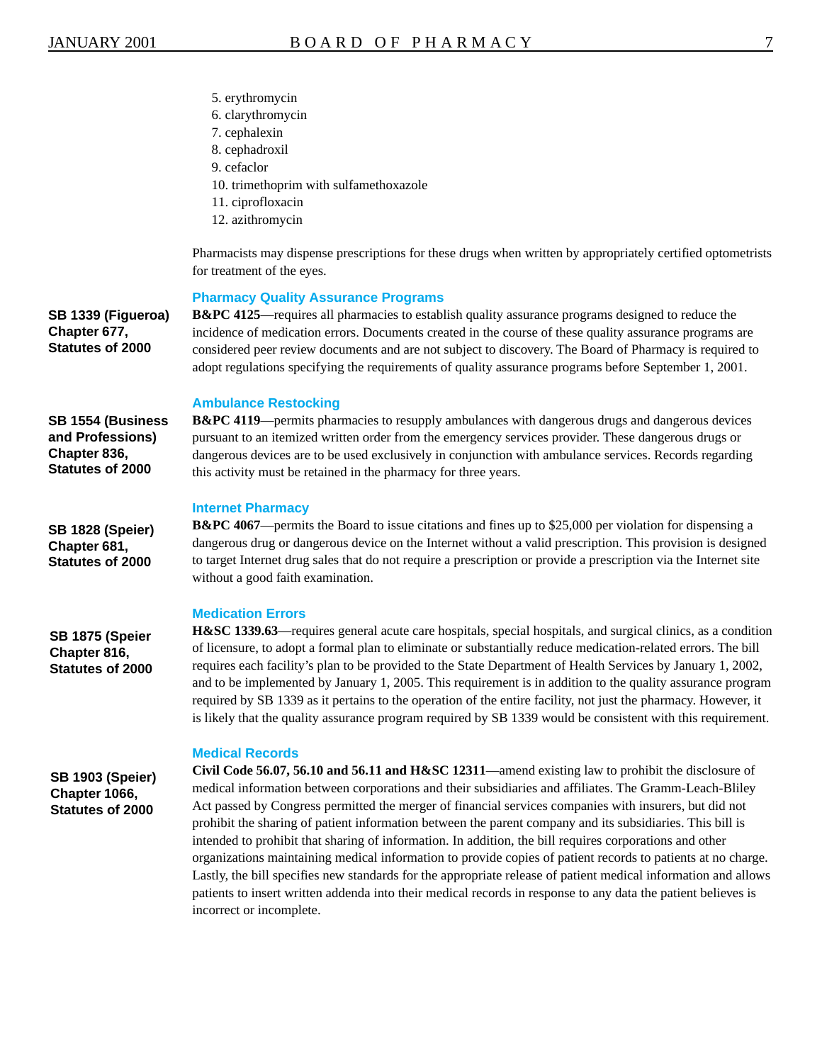5. erythromycin
6. clarythromycin
7. cephalexin
8. cephadroxil
9. cefaclor
10. trimethoprim with sulfamethoxazole
11. ciprofloxacin
12. azithromycin

Pharmacists may dispense prescriptions for these drugs when written by appropriately certified optometrists for treatment of the eyes.

### Pharmacy Quality Assurance Programs

**SB 1339 (Figueroa) Chapter 677, Statutes of 2000**

**B&PC 4125**—requires all pharmacies to establish quality assurance programs designed to reduce the incidence of medication errors. Documents created in the course of these quality assurance programs are considered peer review documents and are not subject to discovery. The Board of Pharmacy is required to adopt regulations specifying the requirements of quality assurance programs before September 1, 2001.

### Ambulance Restocking

**SB 1554 (Business and Professions) Chapter 836, Statutes of 2000**

**B&PC 4119**—permits pharmacies to resupply ambulances with dangerous drugs and dangerous devices pursuant to an itemized written order from the emergency services provider. These dangerous drugs or dangerous devices are to be used exclusively in conjunction with ambulance services. Records regarding this activity must be retained in the pharmacy for three years.

### Internet Pharmacy

**SB 1828 (Speier) Chapter 681, Statutes of 2000**

**B&PC 4067**—permits the Board to issue citations and fines up to $25,000 per violation for dispensing a dangerous drug or dangerous device on the Internet without a valid prescription. This provision is designed to target Internet drug sales that do not require a prescription or provide a prescription via the Internet site without a good faith examination.

### Medication Errors

**SB 1875 (Speier Chapter 816, Statutes of 2000**

**H&SC 1339.63**—requires general acute care hospitals, special hospitals, and surgical clinics, as a condition of licensure, to adopt a formal plan to eliminate or substantially reduce medication-related errors. The bill requires each facility's plan to be provided to the State Department of Health Services by January 1, 2002, and to be implemented by January 1, 2005. This requirement is in addition to the quality assurance program required by SB 1339 as it pertains to the operation of the entire facility, not just the pharmacy. However, it is likely that the quality assurance program required by SB 1339 would be consistent with this requirement.

### Medical Records

**SB 1903 (Speier) Chapter 1066, Statutes of 2000**

**Civil Code 56.07, 56.10 and 56.11 and H&SC 12311**—amend existing law to prohibit the disclosure of medical information between corporations and their subsidiaries and affiliates. The Gramm-Leach-Bliley Act passed by Congress permitted the merger of financial services companies with insurers, but did not prohibit the sharing of patient information between the parent company and its subsidiaries. This bill is intended to prohibit that sharing of information. In addition, the bill requires corporations and other organizations maintaining medical information to provide copies of patient records to patients at no charge. Lastly, the bill specifies new standards for the appropriate release of patient medical information and allows patients to insert written addenda into their medical records in response to any data the patient believes is incorrect or incomplete.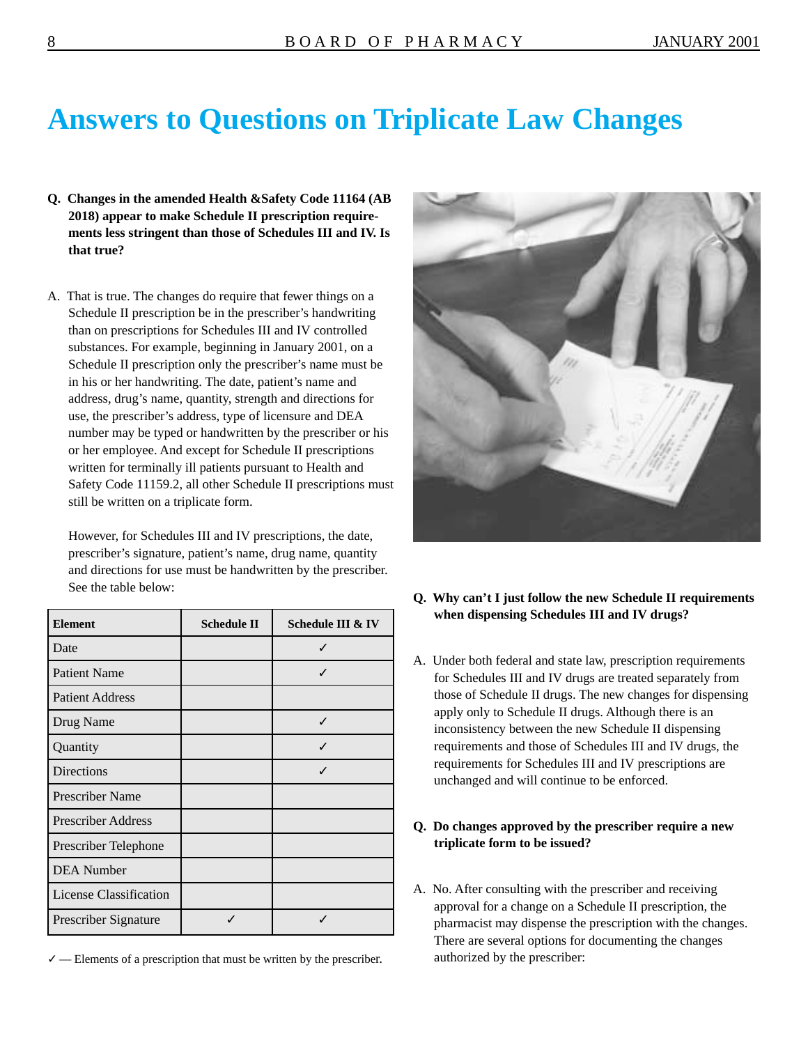# Answers to Questions on Triplicate Law Changes

**Q. Changes in the amended Health &Safety Code 11164 (AB 2018) appear to make Schedule II prescription requirements less stringent than those of Schedules III and IV. Is that true?**

A. That is true. The changes do require that fewer things on a Schedule II prescription be in the prescriber's handwriting than on prescriptions for Schedules III and IV controlled substances. For example, beginning in January 2001, on a Schedule II prescription only the prescriber's name must be in his or her handwriting. The date, patient's name and address, drug's name, quantity, strength and directions for use, the prescriber's address, type of licensure and DEA number may be typed or handwritten by the prescriber or his or her employee. And except for Schedule II prescriptions written for terminally ill patients pursuant to Health and Safety Code 11159.2, all other Schedule II prescriptions must still be written on a triplicate form.

However, for Schedules III and IV prescriptions, the date, prescriber's signature, patient's name, drug name, quantity and directions for use must be handwritten by the prescriber. See the table below:

| Element | Schedule II | Schedule III & IV |
|---|---|---|
| Date | | ✓ |
| Patient Name | | ✓ |
| Patient Address | | |
| Drug Name | | ✓ |
| Quantity | | ✓ |
| Directions | | ✓ |
| Prescriber Name | | |
| Prescriber Address | | |
| Prescriber Telephone | | |
| DEA Number | | |
| License Classification | | |
| Prescriber Signature | ✓ | ✓ |

✓ — Elements of a prescription that must be written by the prescriber.

**Q. Why can't I just follow the new Schedule II requirements when dispensing Schedules III and IV drugs?**

A. Under both federal and state law, prescription requirements for Schedules III and IV drugs are treated separately from those of Schedule II drugs. The new changes for dispensing apply only to Schedule II drugs. Although there is an inconsistency between the new Schedule II dispensing requirements and those of Schedules III and IV drugs, the requirements for Schedules III and IV prescriptions are unchanged and will continue to be enforced.

**Q. Do changes approved by the prescriber require a new triplicate form to be issued?**

A. No. After consulting with the prescriber and receiving approval for a change on a Schedule II prescription, the pharmacist may dispense the prescription with the changes. There are several options for documenting the changes authorized by the prescriber: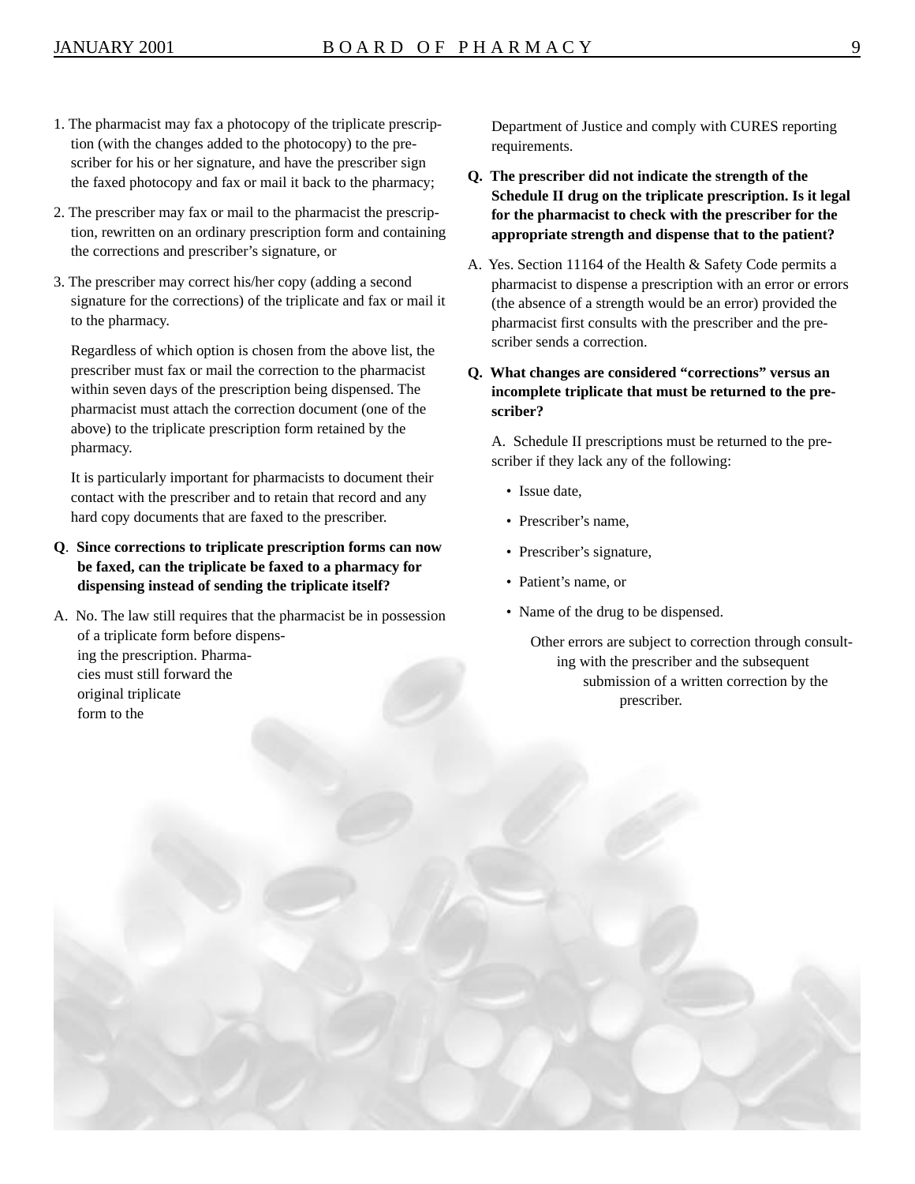1. The pharmacist may fax a photocopy of the triplicate prescription (with the changes added to the photocopy) to the prescriber for his or her signature, and have the prescriber sign the faxed photocopy and fax or mail it back to the pharmacy;

2. The prescriber may fax or mail to the pharmacist the prescription, rewritten on an ordinary prescription form and containing the corrections and prescriber's signature, or

3. The prescriber may correct his/her copy (adding a second signature for the corrections) of the triplicate and fax or mail it to the pharmacy.

Regardless of which option is chosen from the above list, the prescriber must fax or mail the correction to the pharmacist within seven days of the prescription being dispensed. The pharmacist must attach the correction document (one of the above) to the triplicate prescription form retained by the pharmacy.

It is particularly important for pharmacists to document their contact with the prescriber and to retain that record and any hard copy documents that are faxed to the prescriber.

**Q. Since corrections to triplicate prescription forms can now be faxed, can the triplicate be faxed to a pharmacy for dispensing instead of sending the triplicate itself?**

A. No. The law still requires that the pharmacist be in possession of a triplicate form before dispensing the prescription. Pharmacies must still forward the original triplicate form to the Department of Justice and comply with CURES reporting requirements.

**Q. The prescriber did not indicate the strength of the Schedule II drug on the triplicate prescription. Is it legal for the pharmacist to check with the prescriber for the appropriate strength and dispense that to the patient?**

A. Yes. Section 11164 of the Health & Safety Code permits a pharmacist to dispense a prescription with an error or errors (the absence of a strength would be an error) provided the pharmacist first consults with the prescriber and the prescriber sends a correction.

**Q. What changes are considered "corrections" versus an incomplete triplicate that must be returned to the prescriber?**

A. Schedule II prescriptions must be returned to the prescriber if they lack any of the following:

- Issue date,
- Prescriber's name,
- Prescriber's signature,
- Patient's name, or
- Name of the drug to be dispensed.

Other errors are subject to correction through consulting with the prescriber and the subsequent submission of a written correction by the prescriber.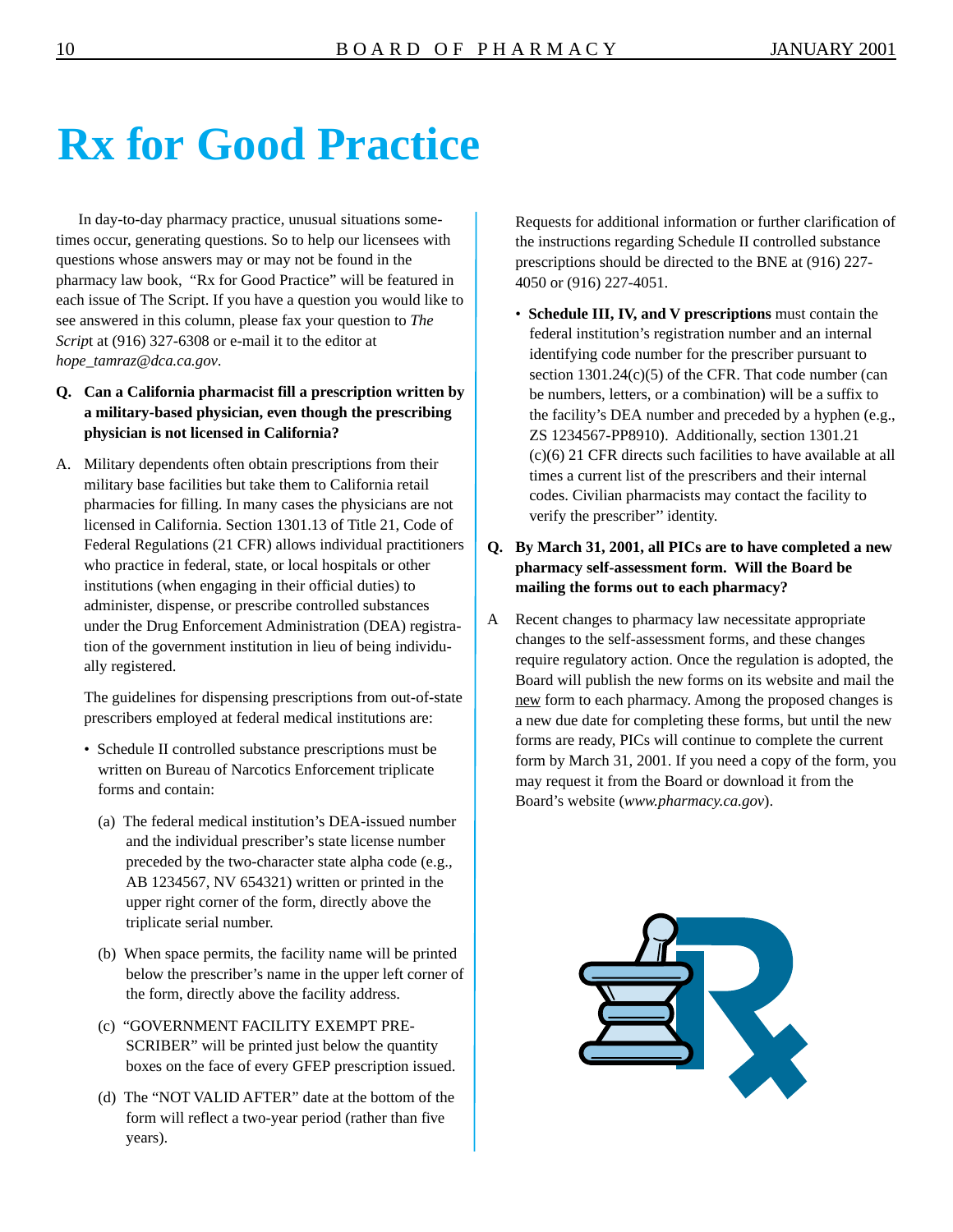# Rx for Good Practice

In day-to-day pharmacy practice, unusual situations sometimes occur, generating questions. So to help our licensees with questions whose answers may or may not be found in the pharmacy law book, "Rx for Good Practice" will be featured in each issue of The Script. If you have a question you would like to see answered in this column, please fax your question to *The Script* at (916) 327-6308 or e-mail it to the editor at *hope_tamraz@dca.ca.gov*.

**Q. Can a California pharmacist fill a prescription written by a military-based physician, even though the prescribing physician is not licensed in California?**

A. Military dependents often obtain prescriptions from their military base facilities but take them to California retail pharmacies for filling. In many cases the physicians are not licensed in California. Section 1301.13 of Title 21, Code of Federal Regulations (21 CFR) allows individual practitioners who practice in federal, state, or local hospitals or other institutions (when engaging in their official duties) to administer, dispense, or prescribe controlled substances under the Drug Enforcement Administration (DEA) registration of the government institution in lieu of being individually registered.

The guidelines for dispensing prescriptions from out-of-state prescribers employed at federal medical institutions are:

- Schedule II controlled substance prescriptions must be written on Bureau of Narcotics Enforcement triplicate forms and contain:

  (a) The federal medical institution's DEA-issued number and the individual prescriber's state license number preceded by the two-character state alpha code (e.g., AB 1234567, NV 654321) written or printed in the upper right corner of the form, directly above the triplicate serial number.

  (b) When space permits, the facility name will be printed below the prescriber's name in the upper left corner of the form, directly above the facility address.

  (c) "GOVERNMENT FACILITY EXEMPT PRESCRIBER" will be printed just below the quantity boxes on the face of every GFEP prescription issued.

  (d) The "NOT VALID AFTER" date at the bottom of the form will reflect a two-year period (rather than five years).

Requests for additional information or further clarification of the instructions regarding Schedule II controlled substance prescriptions should be directed to the BNE at (916) 227-4050 or (916) 227-4051.

- **Schedule III, IV, and V prescriptions** must contain the federal institution's registration number and an internal identifying code number for the prescriber pursuant to section 1301.24(c)(5) of the CFR. That code number (can be numbers, letters, or a combination) will be a suffix to the facility's DEA number and preceded by a hyphen (e.g., ZS 1234567-PP8910). Additionally, section 1301.21 (c)(6) 21 CFR directs such facilities to have available at all times a current list of the prescribers and their internal codes. Civilian pharmacists may contact the facility to verify the prescriber'' identity.

**Q. By March 31, 2001, all PICs are to have completed a new pharmacy self-assessment form. Will the Board be mailing the forms out to each pharmacy?**

A Recent changes to pharmacy law necessitate appropriate changes to the self-assessment forms, and these changes require regulatory action. Once the regulation is adopted, the Board will publish the new forms on its website and mail the new form to each pharmacy. Among the proposed changes is a new due date for completing these forms, but until the new forms are ready, PICs will continue to complete the current form by March 31, 2001. If you need a copy of the form, you may request it from the Board or download it from the Board's website (*www.pharmacy.ca.gov*).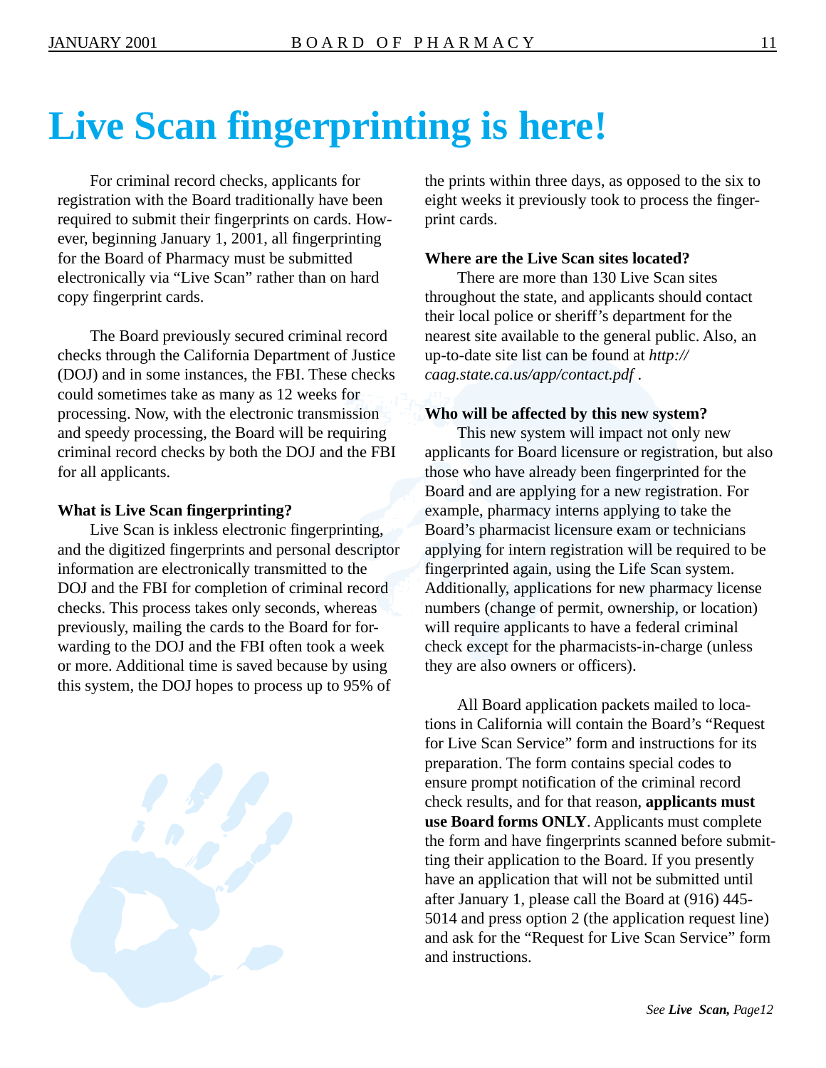# Live Scan fingerprinting is here!

For criminal record checks, applicants for registration with the Board traditionally have been required to submit their fingerprints on cards. However, beginning January 1, 2001, all fingerprinting for the Board of Pharmacy must be submitted electronically via "Live Scan" rather than on hard copy fingerprint cards.

The Board previously secured criminal record checks through the California Department of Justice (DOJ) and in some instances, the FBI. These checks could sometimes take as many as 12 weeks for processing. Now, with the electronic transmission and speedy processing, the Board will be requiring criminal record checks by both the DOJ and the FBI for all applicants.

**What is Live Scan fingerprinting?**

Live Scan is inkless electronic fingerprinting, and the digitized fingerprints and personal descriptor information are electronically transmitted to the DOJ and the FBI for completion of criminal record checks. This process takes only seconds, whereas previously, mailing the cards to the Board for forwarding to the DOJ and the FBI often took a week or more. Additional time is saved because by using this system, the DOJ hopes to process up to 95% of the prints within three days, as opposed to the six to eight weeks it previously took to process the fingerprint cards.

**Where are the Live Scan sites located?**

There are more than 130 Live Scan sites throughout the state, and applicants should contact their local police or sheriff's department for the nearest site available to the general public. Also, an up-to-date site list can be found at *http://caag.state.ca.us/app/contact.pdf* .

**Who will be affected by this new system?**

This new system will impact not only new applicants for Board licensure or registration, but also those who have already been fingerprinted for the Board and are applying for a new registration. For example, pharmacy interns applying to take the Board's pharmacist licensure exam or technicians applying for intern registration will be required to be fingerprinted again, using the Life Scan system. Additionally, applications for new pharmacy license numbers (change of permit, ownership, or location) will require applicants to have a federal criminal check except for the pharmacists-in-charge (unless they are also owners or officers).

All Board application packets mailed to locations in California will contain the Board's "Request for Live Scan Service" form and instructions for its preparation. The form contains special codes to ensure prompt notification of the criminal record check results, and for that reason, **applicants must use Board forms ONLY**. Applicants must complete the form and have fingerprints scanned before submitting their application to the Board. If you presently have an application that will not be submitted until after January 1, please call the Board at (916) 445-5014 and press option 2 (the application request line) and ask for the "Request for Live Scan Service" form and instructions.

*See **Live Scan,** Page12*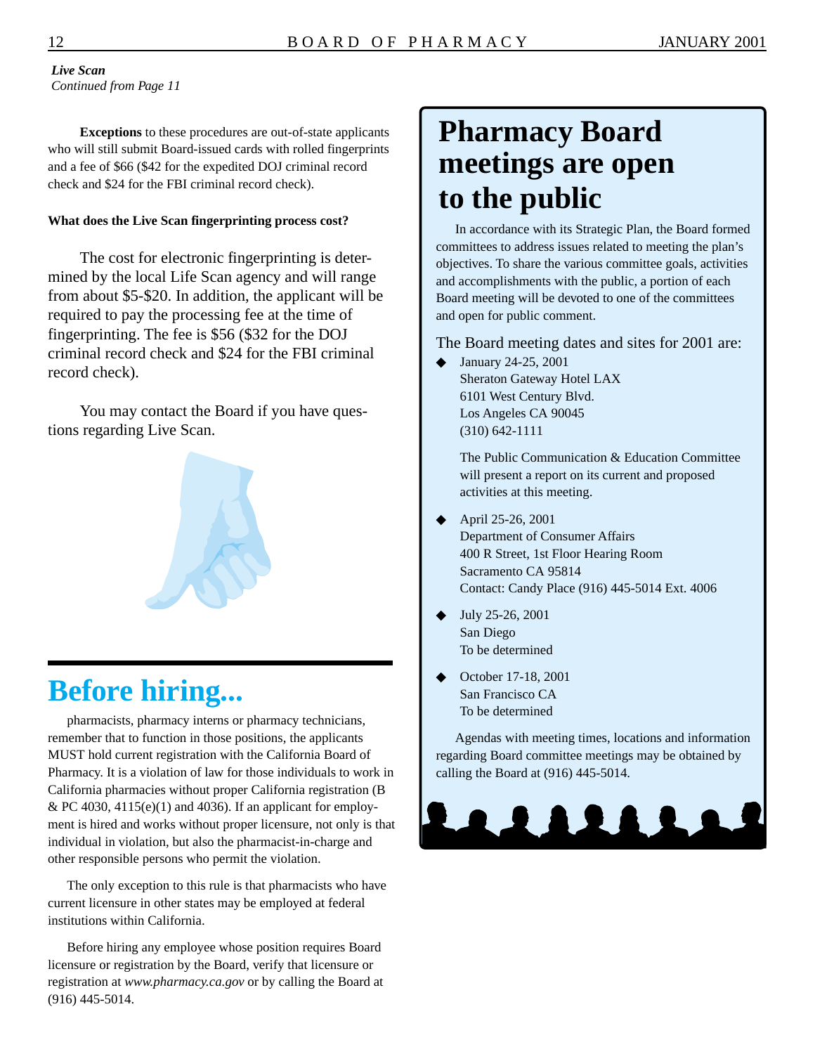*Live Scan*
*Continued from Page 11*

**Exceptions** to these procedures are out-of-state applicants who will still submit Board-issued cards with rolled fingerprints and a fee of $66 ($42 for the expedited DOJ criminal record check and $24 for the FBI criminal record check).

**What does the Live Scan fingerprinting process cost?**

The cost for electronic fingerprinting is determined by the local Life Scan agency and will range from about $5-$20. In addition, the applicant will be required to pay the processing fee at the time of fingerprinting. The fee is $56 ($32 for the DOJ criminal record check and $24 for the FBI criminal record check).

You may contact the Board if you have questions regarding Live Scan.

## Before hiring...

pharmacists, pharmacy interns or pharmacy technicians, remember that to function in those positions, the applicants MUST hold current registration with the California Board of Pharmacy. It is a violation of law for those individuals to work in California pharmacies without proper California registration (B & PC 4030, 4115(e)(1) and 4036). If an applicant for employment is hired and works without proper licensure, not only is that individual in violation, but also the pharmacist-in-charge and other responsible persons who permit the violation.

The only exception to this rule is that pharmacists who have current licensure in other states may be employed at federal institutions within California.

Before hiring any employee whose position requires Board licensure or registration by the Board, verify that licensure or registration at *www.pharmacy.ca.gov* or by calling the Board at (916) 445-5014.

## Pharmacy Board meetings are open to the public

In accordance with its Strategic Plan, the Board formed committees to address issues related to meeting the plan's objectives. To share the various committee goals, activities and accomplishments with the public, a portion of each Board meeting will be devoted to one of the committees and open for public comment.

The Board meeting dates and sites for 2001 are:

- January 24-25, 2001
  Sheraton Gateway Hotel LAX
  6101 West Century Blvd.
  Los Angeles CA 90045
  (310) 642-1111

  The Public Communication & Education Committee will present a report on its current and proposed activities at this meeting.

- April 25-26, 2001
  Department of Consumer Affairs
  400 R Street, 1st Floor Hearing Room
  Sacramento CA 95814
  Contact: Candy Place (916) 445-5014 Ext. 4006

- July 25-26, 2001
  San Diego
  To be determined

- October 17-18, 2001
  San Francisco CA
  To be determined

Agendas with meeting times, locations and information regarding Board committee meetings may be obtained by calling the Board at (916) 445-5014.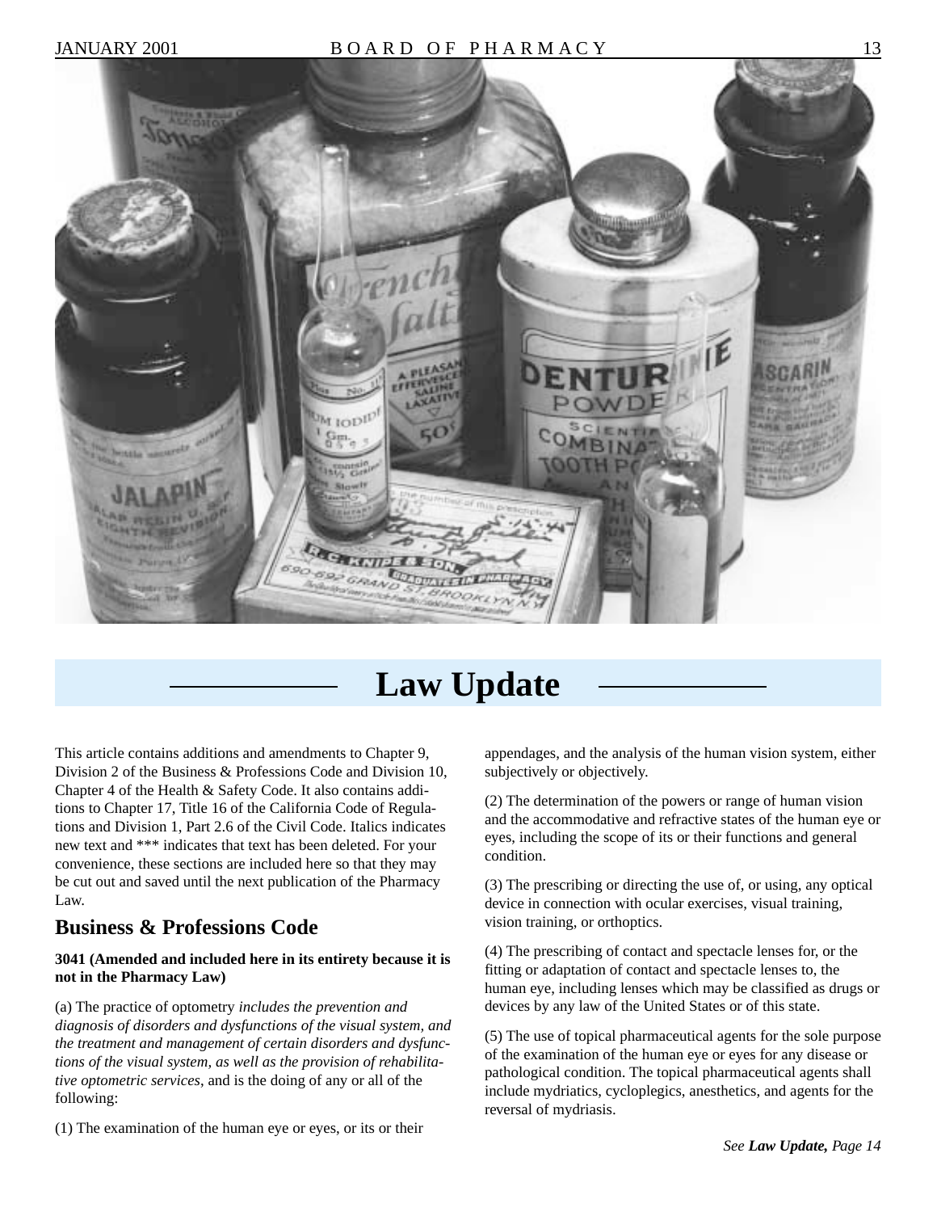# Law Update

This article contains additions and amendments to Chapter 9, Division 2 of the Business & Professions Code and Division 10, Chapter 4 of the Health & Safety Code. It also contains additions to Chapter 17, Title 16 of the California Code of Regulations and Division 1, Part 2.6 of the Civil Code. Italics indicates new text and *** indicates that text has been deleted. For your convenience, these sections are included here so that they may be cut out and saved until the next publication of the Pharmacy Law.

## Business & Professions Code

**3041 (Amended and included here in its entirety because it is not in the Pharmacy Law)**

(a) The practice of optometry *includes the prevention and diagnosis of disorders and dysfunctions of the visual system, and the treatment and management of certain disorders and dysfunctions of the visual system, as well as the provision of rehabilitative optometric services*, and is the doing of any or all of the following:

(1) The examination of the human eye or eyes, or its or their appendages, and the analysis of the human vision system, either subjectively or objectively.

(2) The determination of the powers or range of human vision and the accommodative and refractive states of the human eye or eyes, including the scope of its or their functions and general condition.

(3) The prescribing or directing the use of, or using, any optical device in connection with ocular exercises, visual training, vision training, or orthoptics.

(4) The prescribing of contact and spectacle lenses for, or the fitting or adaptation of contact and spectacle lenses to, the human eye, including lenses which may be classified as drugs or devices by any law of the United States or of this state.

(5) The use of topical pharmaceutical agents for the sole purpose of the examination of the human eye or eyes for any disease or pathological condition. The topical pharmaceutical agents shall include mydriatics, cycloplegics, anesthetics, and agents for the reversal of mydriasis.

*See* ***Law Update,*** *Page 14*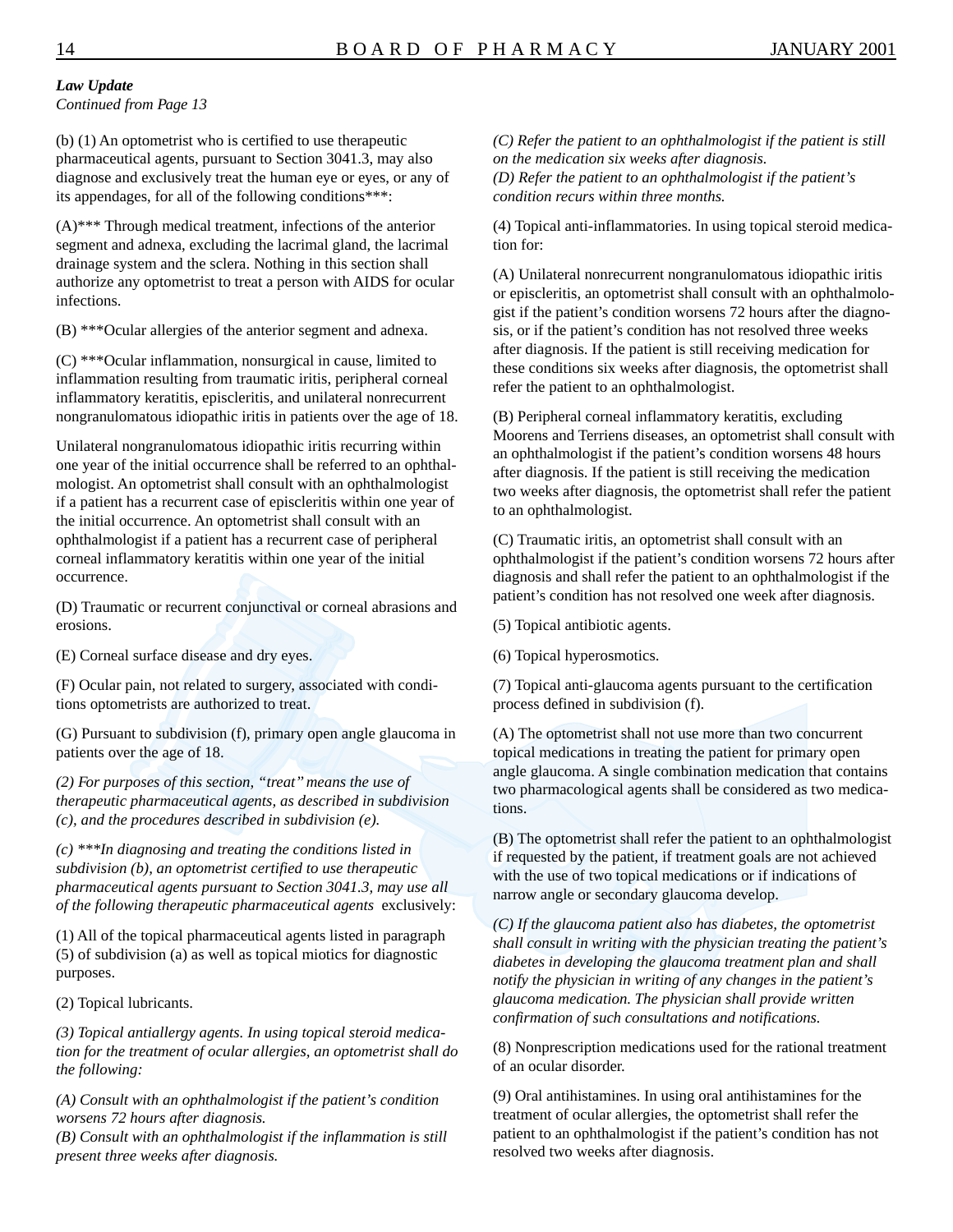***Law Update***
*Continued from Page 13*

(b) (1) An optometrist who is certified to use therapeutic pharmaceutical agents, pursuant to Section 3041.3, may also diagnose and exclusively treat the human eye or eyes, or any of its appendages, for all of the following conditions***:

(A)*** Through medical treatment, infections of the anterior segment and adnexa, excluding the lacrimal gland, the lacrimal drainage system and the sclera. Nothing in this section shall authorize any optometrist to treat a person with AIDS for ocular infections.

(B) ***Ocular allergies of the anterior segment and adnexa.

(C) ***Ocular inflammation, nonsurgical in cause, limited to inflammation resulting from traumatic iritis, peripheral corneal inflammatory keratitis, episcleritis, and unilateral nonrecurrent nongranulomatous idiopathic iritis in patients over the age of 18.

Unilateral nongranulomatous idiopathic iritis recurring within one year of the initial occurrence shall be referred to an ophthalmologist. An optometrist shall consult with an ophthalmologist if a patient has a recurrent case of episcleritis within one year of the initial occurrence. An optometrist shall consult with an ophthalmologist if a patient has a recurrent case of peripheral corneal inflammatory keratitis within one year of the initial occurrence.

(D) Traumatic or recurrent conjunctival or corneal abrasions and erosions.

(E) Corneal surface disease and dry eyes.

(F) Ocular pain, not related to surgery, associated with conditions optometrists are authorized to treat.

(G) Pursuant to subdivision (f), primary open angle glaucoma in patients over the age of 18.

*(2) For purposes of this section, "treat" means the use of therapeutic pharmaceutical agents, as described in subdivision (c), and the procedures described in subdivision (e).*

*(c) ***In diagnosing and treating the conditions listed in subdivision (b), an optometrist certified to use therapeutic pharmaceutical agents pursuant to Section 3041.3, may use all of the following therapeutic pharmaceutical agents* exclusively:

(1) All of the topical pharmaceutical agents listed in paragraph (5) of subdivision (a) as well as topical miotics for diagnostic purposes.

(2) Topical lubricants.

*(3) Topical antiallergy agents. In using topical steroid medication for the treatment of ocular allergies, an optometrist shall do the following:*

*(A) Consult with an ophthalmologist if the patient's condition worsens 72 hours after diagnosis.*
*(B) Consult with an ophthalmologist if the inflammation is still present three weeks after diagnosis.*
*(C) Refer the patient to an ophthalmologist if the patient is still on the medication six weeks after diagnosis.*
*(D) Refer the patient to an ophthalmologist if the patient's condition recurs within three months.*

(4) Topical anti-inflammatories. In using topical steroid medication for:

(A) Unilateral nonrecurrent nongranulomatous idiopathic iritis or episcleritis, an optometrist shall consult with an ophthalmologist if the patient's condition worsens 72 hours after the diagnosis, or if the patient's condition has not resolved three weeks after diagnosis. If the patient is still receiving medication for these conditions six weeks after diagnosis, the optometrist shall refer the patient to an ophthalmologist.

(B) Peripheral corneal inflammatory keratitis, excluding Moorens and Terriens diseases, an optometrist shall consult with an ophthalmologist if the patient's condition worsens 48 hours after diagnosis. If the patient is still receiving the medication two weeks after diagnosis, the optometrist shall refer the patient to an ophthalmologist.

(C) Traumatic iritis, an optometrist shall consult with an ophthalmologist if the patient's condition worsens 72 hours after diagnosis and shall refer the patient to an ophthalmologist if the patient's condition has not resolved one week after diagnosis.

(5) Topical antibiotic agents.

(6) Topical hyperosmotics.

(7) Topical anti-glaucoma agents pursuant to the certification process defined in subdivision (f).

(A) The optometrist shall not use more than two concurrent topical medications in treating the patient for primary open angle glaucoma. A single combination medication that contains two pharmacological agents shall be considered as two medications.

(B) The optometrist shall refer the patient to an ophthalmologist if requested by the patient, if treatment goals are not achieved with the use of two topical medications or if indications of narrow angle or secondary glaucoma develop.

*(C) If the glaucoma patient also has diabetes, the optometrist shall consult in writing with the physician treating the patient's diabetes in developing the glaucoma treatment plan and shall notify the physician in writing of any changes in the patient's glaucoma medication. The physician shall provide written confirmation of such consultations and notifications.*

(8) Nonprescription medications used for the rational treatment of an ocular disorder.

(9) Oral antihistamines. In using oral antihistamines for the treatment of ocular allergies, the optometrist shall refer the patient to an ophthalmologist if the patient's condition has not resolved two weeks after diagnosis.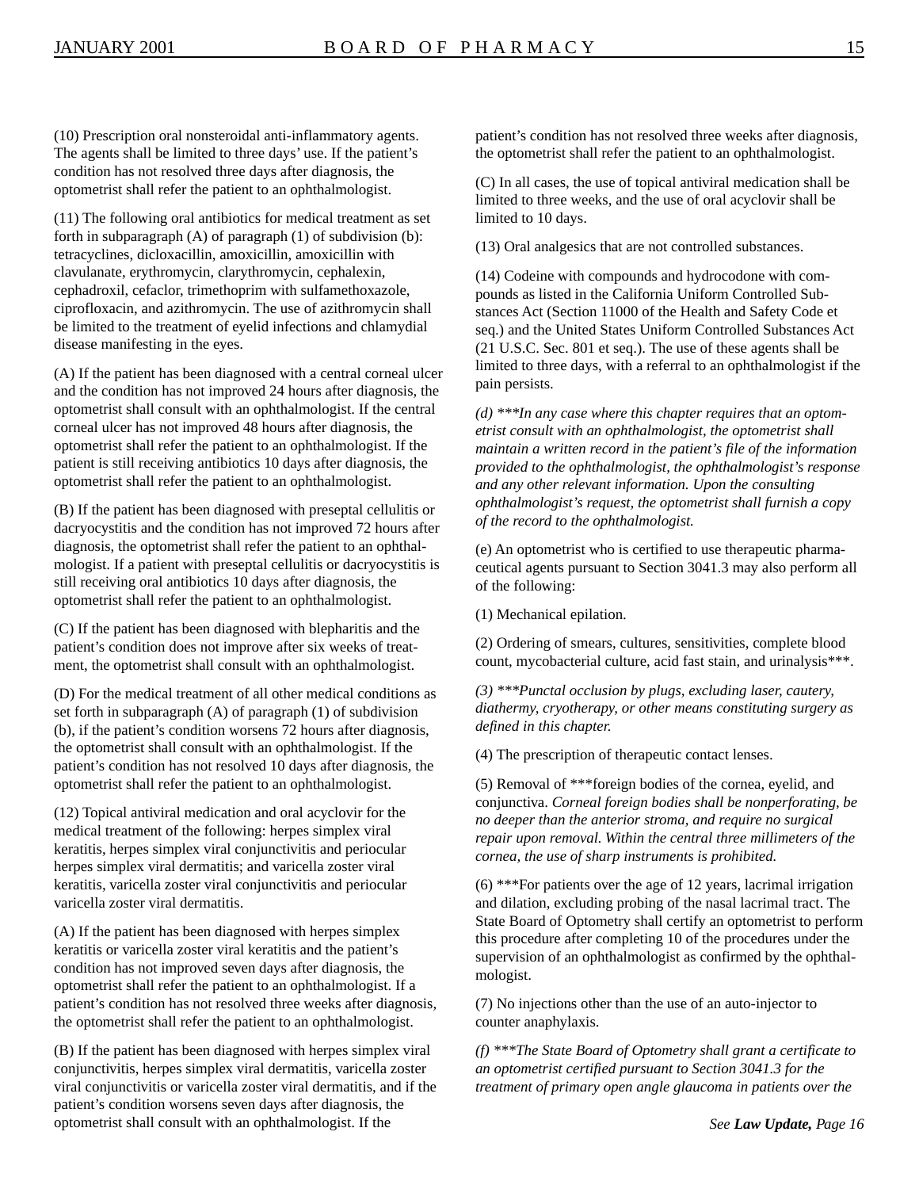(10) Prescription oral nonsteroidal anti-inflammatory agents. The agents shall be limited to three days' use. If the patient's condition has not resolved three days after diagnosis, the optometrist shall refer the patient to an ophthalmologist.

(11) The following oral antibiotics for medical treatment as set forth in subparagraph (A) of paragraph (1) of subdivision (b): tetracyclines, dicloxacillin, amoxicillin, amoxicillin with clavulanate, erythromycin, clarythromycin, cephalexin, cephadroxil, cefaclor, trimethoprim with sulfamethoxazole, ciprofloxacin, and azithromycin. The use of azithromycin shall be limited to the treatment of eyelid infections and chlamydial disease manifesting in the eyes.

(A) If the patient has been diagnosed with a central corneal ulcer and the condition has not improved 24 hours after diagnosis, the optometrist shall consult with an ophthalmologist. If the central corneal ulcer has not improved 48 hours after diagnosis, the optometrist shall refer the patient to an ophthalmologist. If the patient is still receiving antibiotics 10 days after diagnosis, the optometrist shall refer the patient to an ophthalmologist.

(B) If the patient has been diagnosed with preseptal cellulitis or dacryocystitis and the condition has not improved 72 hours after diagnosis, the optometrist shall refer the patient to an ophthalmologist. If a patient with preseptal cellulitis or dacryocystitis is still receiving oral antibiotics 10 days after diagnosis, the optometrist shall refer the patient to an ophthalmologist.

(C) If the patient has been diagnosed with blepharitis and the patient's condition does not improve after six weeks of treatment, the optometrist shall consult with an ophthalmologist.

(D) For the medical treatment of all other medical conditions as set forth in subparagraph (A) of paragraph (1) of subdivision (b), if the patient's condition worsens 72 hours after diagnosis, the optometrist shall consult with an ophthalmologist. If the patient's condition has not resolved 10 days after diagnosis, the optometrist shall refer the patient to an ophthalmologist.

(12) Topical antiviral medication and oral acyclovir for the medical treatment of the following: herpes simplex viral keratitis, herpes simplex viral conjunctivitis and periocular herpes simplex viral dermatitis; and varicella zoster viral keratitis, varicella zoster viral conjunctivitis and periocular varicella zoster viral dermatitis.

(A) If the patient has been diagnosed with herpes simplex keratitis or varicella zoster viral keratitis and the patient's condition has not improved seven days after diagnosis, the optometrist shall refer the patient to an ophthalmologist. If a patient's condition has not resolved three weeks after diagnosis, the optometrist shall refer the patient to an ophthalmologist.

(B) If the patient has been diagnosed with herpes simplex viral conjunctivitis, herpes simplex viral dermatitis, varicella zoster viral conjunctivitis or varicella zoster viral dermatitis, and if the patient's condition worsens seven days after diagnosis, the optometrist shall consult with an ophthalmologist. If the patient's condition has not resolved three weeks after diagnosis, the optometrist shall refer the patient to an ophthalmologist.

(C) In all cases, the use of topical antiviral medication shall be limited to three weeks, and the use of oral acyclovir shall be limited to 10 days.

(13) Oral analgesics that are not controlled substances.

(14) Codeine with compounds and hydrocodone with compounds as listed in the California Uniform Controlled Substances Act (Section 11000 of the Health and Safety Code et seq.) and the United States Uniform Controlled Substances Act (21 U.S.C. Sec. 801 et seq.). The use of these agents shall be limited to three days, with a referral to an ophthalmologist if the pain persists.

*(d) ***In any case where this chapter requires that an optometrist consult with an ophthalmologist, the optometrist shall maintain a written record in the patient's file of the information provided to the ophthalmologist, the ophthalmologist's response and any other relevant information. Upon the consulting ophthalmologist's request, the optometrist shall furnish a copy of the record to the ophthalmologist.*

(e) An optometrist who is certified to use therapeutic pharmaceutical agents pursuant to Section 3041.3 may also perform all of the following:

(1) Mechanical epilation.

(2) Ordering of smears, cultures, sensitivities, complete blood count, mycobacterial culture, acid fast stain, and urinalysis***.

*(3) ***Punctal occlusion by plugs, excluding laser, cautery, diathermy, cryotherapy, or other means constituting surgery as defined in this chapter.*

(4) The prescription of therapeutic contact lenses.

(5) Removal of ***foreign bodies of the cornea, eyelid, and conjunctiva. *Corneal foreign bodies shall be nonperforating, be no deeper than the anterior stroma, and require no surgical repair upon removal. Within the central three millimeters of the cornea, the use of sharp instruments is prohibited.*

(6) ***For patients over the age of 12 years, lacrimal irrigation and dilation, excluding probing of the nasal lacrimal tract. The State Board of Optometry shall certify an optometrist to perform this procedure after completing 10 of the procedures under the supervision of an ophthalmologist as confirmed by the ophthalmologist.

(7) No injections other than the use of an auto-injector to counter anaphylaxis.

*(f) ***The State Board of Optometry shall grant a certificate to an optometrist certified pursuant to Section 3041.3 for the treatment of primary open angle glaucoma in patients over the*

*See* ***Law Update,*** *Page 16*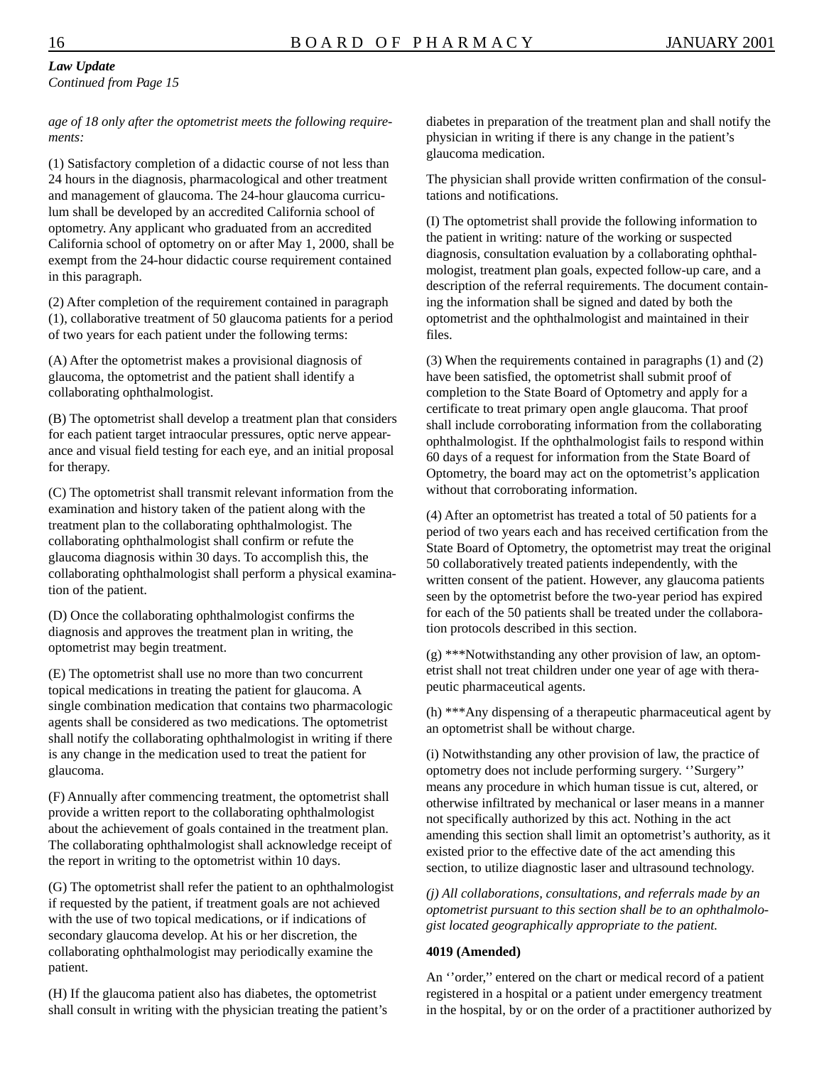*Law Update*
*Continued from Page 15*

*age of 18 only after the optometrist meets the following requirements:*

(1) Satisfactory completion of a didactic course of not less than 24 hours in the diagnosis, pharmacological and other treatment and management of glaucoma. The 24-hour glaucoma curriculum shall be developed by an accredited California school of optometry. Any applicant who graduated from an accredited California school of optometry on or after May 1, 2000, shall be exempt from the 24-hour didactic course requirement contained in this paragraph.

(2) After completion of the requirement contained in paragraph (1), collaborative treatment of 50 glaucoma patients for a period of two years for each patient under the following terms:

(A) After the optometrist makes a provisional diagnosis of glaucoma, the optometrist and the patient shall identify a collaborating ophthalmologist.

(B) The optometrist shall develop a treatment plan that considers for each patient target intraocular pressures, optic nerve appearance and visual field testing for each eye, and an initial proposal for therapy.

(C) The optometrist shall transmit relevant information from the examination and history taken of the patient along with the treatment plan to the collaborating ophthalmologist. The collaborating ophthalmologist shall confirm or refute the glaucoma diagnosis within 30 days. To accomplish this, the collaborating ophthalmologist shall perform a physical examination of the patient.

(D) Once the collaborating ophthalmologist confirms the diagnosis and approves the treatment plan in writing, the optometrist may begin treatment.

(E) The optometrist shall use no more than two concurrent topical medications in treating the patient for glaucoma. A single combination medication that contains two pharmacologic agents shall be considered as two medications. The optometrist shall notify the collaborating ophthalmologist in writing if there is any change in the medication used to treat the patient for glaucoma.

(F) Annually after commencing treatment, the optometrist shall provide a written report to the collaborating ophthalmologist about the achievement of goals contained in the treatment plan. The collaborating ophthalmologist shall acknowledge receipt of the report in writing to the optometrist within 10 days.

(G) The optometrist shall refer the patient to an ophthalmologist if requested by the patient, if treatment goals are not achieved with the use of two topical medications, or if indications of secondary glaucoma develop. At his or her discretion, the collaborating ophthalmologist may periodically examine the patient.

(H) If the glaucoma patient also has diabetes, the optometrist shall consult in writing with the physician treating the patient's diabetes in preparation of the treatment plan and shall notify the physician in writing if there is any change in the patient's glaucoma medication.

The physician shall provide written confirmation of the consultations and notifications.

(I) The optometrist shall provide the following information to the patient in writing: nature of the working or suspected diagnosis, consultation evaluation by a collaborating ophthalmologist, treatment plan goals, expected follow-up care, and a description of the referral requirements. The document containing the information shall be signed and dated by both the optometrist and the ophthalmologist and maintained in their files.

(3) When the requirements contained in paragraphs (1) and (2) have been satisfied, the optometrist shall submit proof of completion to the State Board of Optometry and apply for a certificate to treat primary open angle glaucoma. That proof shall include corroborating information from the collaborating ophthalmologist. If the ophthalmologist fails to respond within 60 days of a request for information from the State Board of Optometry, the board may act on the optometrist's application without that corroborating information.

(4) After an optometrist has treated a total of 50 patients for a period of two years each and has received certification from the State Board of Optometry, the optometrist may treat the original 50 collaboratively treated patients independently, with the written consent of the patient. However, any glaucoma patients seen by the optometrist before the two-year period has expired for each of the 50 patients shall be treated under the collaboration protocols described in this section.

(g) ***Notwithstanding any other provision of law, an optometrist shall not treat children under one year of age with therapeutic pharmaceutical agents.

(h) ***Any dispensing of a therapeutic pharmaceutical agent by an optometrist shall be without charge.

(i) Notwithstanding any other provision of law, the practice of optometry does not include performing surgery. ''Surgery'' means any procedure in which human tissue is cut, altered, or otherwise infiltrated by mechanical or laser means in a manner not specifically authorized by this act. Nothing in the act amending this section shall limit an optometrist's authority, as it existed prior to the effective date of the act amending this section, to utilize diagnostic laser and ultrasound technology.

*(j) All collaborations, consultations, and referrals made by an optometrist pursuant to this section shall be to an ophthalmologist located geographically appropriate to the patient.*

**4019 (Amended)**

An ''order,'' entered on the chart or medical record of a patient registered in a hospital or a patient under emergency treatment in the hospital, by or on the order of a practitioner authorized by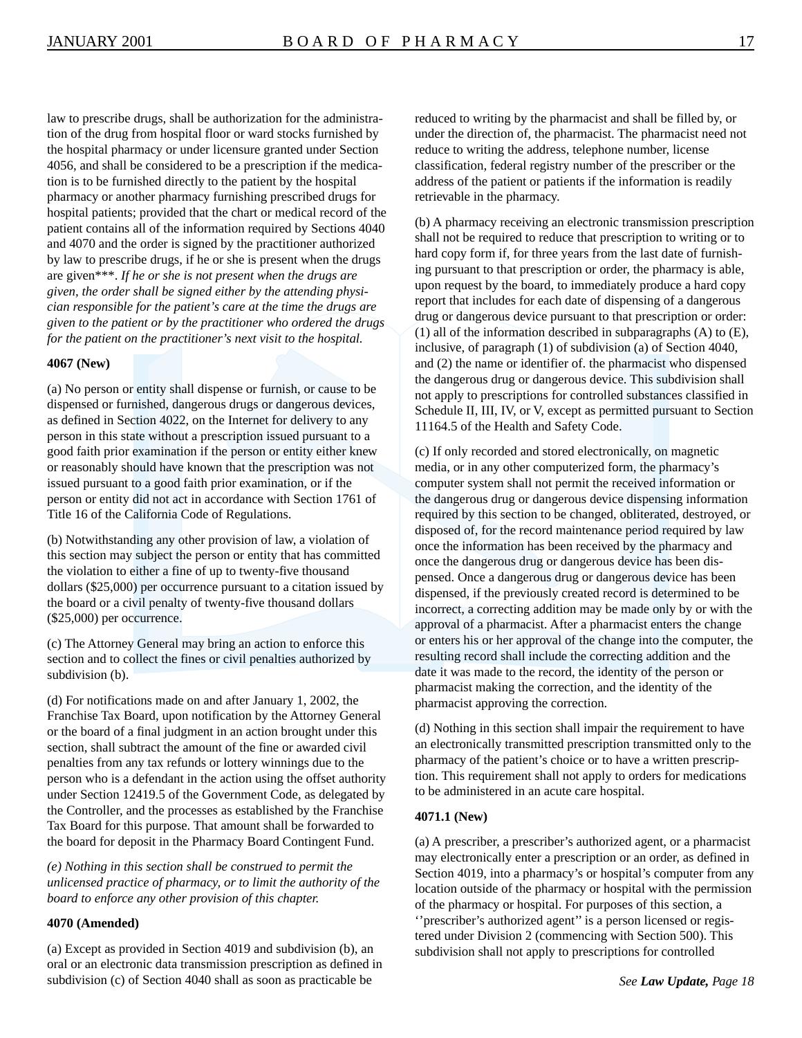law to prescribe drugs, shall be authorization for the administration of the drug from hospital floor or ward stocks furnished by the hospital pharmacy or under licensure granted under Section 4056, and shall be considered to be a prescription if the medication is to be furnished directly to the patient by the hospital pharmacy or another pharmacy furnishing prescribed drugs for hospital patients; provided that the chart or medical record of the patient contains all of the information required by Sections 4040 and 4070 and the order is signed by the practitioner authorized by law to prescribe drugs, if he or she is present when the drugs are given***. *If he or she is not present when the drugs are given, the order shall be signed either by the attending physician responsible for the patient's care at the time the drugs are given to the patient or by the practitioner who ordered the drugs for the patient on the practitioner's next visit to the hospital.*

**4067 (New)**

(a) No person or entity shall dispense or furnish, or cause to be dispensed or furnished, dangerous drugs or dangerous devices, as defined in Section 4022, on the Internet for delivery to any person in this state without a prescription issued pursuant to a good faith prior examination if the person or entity either knew or reasonably should have known that the prescription was not issued pursuant to a good faith prior examination, or if the person or entity did not act in accordance with Section 1761 of Title 16 of the California Code of Regulations.

(b) Notwithstanding any other provision of law, a violation of this section may subject the person or entity that has committed the violation to either a fine of up to twenty-five thousand dollars ($25,000) per occurrence pursuant to a citation issued by the board or a civil penalty of twenty-five thousand dollars ($25,000) per occurrence.

(c) The Attorney General may bring an action to enforce this section and to collect the fines or civil penalties authorized by subdivision (b).

(d) For notifications made on and after January 1, 2002, the Franchise Tax Board, upon notification by the Attorney General or the board of a final judgment in an action brought under this section, shall subtract the amount of the fine or awarded civil penalties from any tax refunds or lottery winnings due to the person who is a defendant in the action using the offset authority under Section 12419.5 of the Government Code, as delegated by the Controller, and the processes as established by the Franchise Tax Board for this purpose. That amount shall be forwarded to the board for deposit in the Pharmacy Board Contingent Fund.

*(e) Nothing in this section shall be construed to permit the unlicensed practice of pharmacy, or to limit the authority of the board to enforce any other provision of this chapter.*

**4070 (Amended)**

(a) Except as provided in Section 4019 and subdivision (b), an oral or an electronic data transmission prescription as defined in subdivision (c) of Section 4040 shall as soon as practicable be reduced to writing by the pharmacist and shall be filled by, or under the direction of, the pharmacist. The pharmacist need not reduce to writing the address, telephone number, license classification, federal registry number of the prescriber or the address of the patient or patients if the information is readily retrievable in the pharmacy.

(b) A pharmacy receiving an electronic transmission prescription shall not be required to reduce that prescription to writing or to hard copy form if, for three years from the last date of furnishing pursuant to that prescription or order, the pharmacy is able, upon request by the board, to immediately produce a hard copy report that includes for each date of dispensing of a dangerous drug or dangerous device pursuant to that prescription or order: (1) all of the information described in subparagraphs (A) to (E), inclusive, of paragraph (1) of subdivision (a) of Section 4040, and (2) the name or identifier of. the pharmacist who dispensed the dangerous drug or dangerous device. This subdivision shall not apply to prescriptions for controlled substances classified in Schedule II, III, IV, or V, except as permitted pursuant to Section 11164.5 of the Health and Safety Code.

(c) If only recorded and stored electronically, on magnetic media, or in any other computerized form, the pharmacy's computer system shall not permit the received information or the dangerous drug or dangerous device dispensing information required by this section to be changed, obliterated, destroyed, or disposed of, for the record maintenance period required by law once the information has been received by the pharmacy and once the dangerous drug or dangerous device has been dispensed. Once a dangerous drug or dangerous device has been dispensed, if the previously created record is determined to be incorrect, a correcting addition may be made only by or with the approval of a pharmacist. After a pharmacist enters the change or enters his or her approval of the change into the computer, the resulting record shall include the correcting addition and the date it was made to the record, the identity of the person or pharmacist making the correction, and the identity of the pharmacist approving the correction.

(d) Nothing in this section shall impair the requirement to have an electronically transmitted prescription transmitted only to the pharmacy of the patient's choice or to have a written prescription. This requirement shall not apply to orders for medications to be administered in an acute care hospital.

**4071.1 (New)**

(a) A prescriber, a prescriber's authorized agent, or a pharmacist may electronically enter a prescription or an order, as defined in Section 4019, into a pharmacy's or hospital's computer from any location outside of the pharmacy or hospital with the permission of the pharmacy or hospital. For purposes of this section, a ''prescriber's authorized agent'' is a person licensed or registered under Division 2 (commencing with Section 500). This subdivision shall not apply to prescriptions for controlled

*See **Law Update,** Page 18*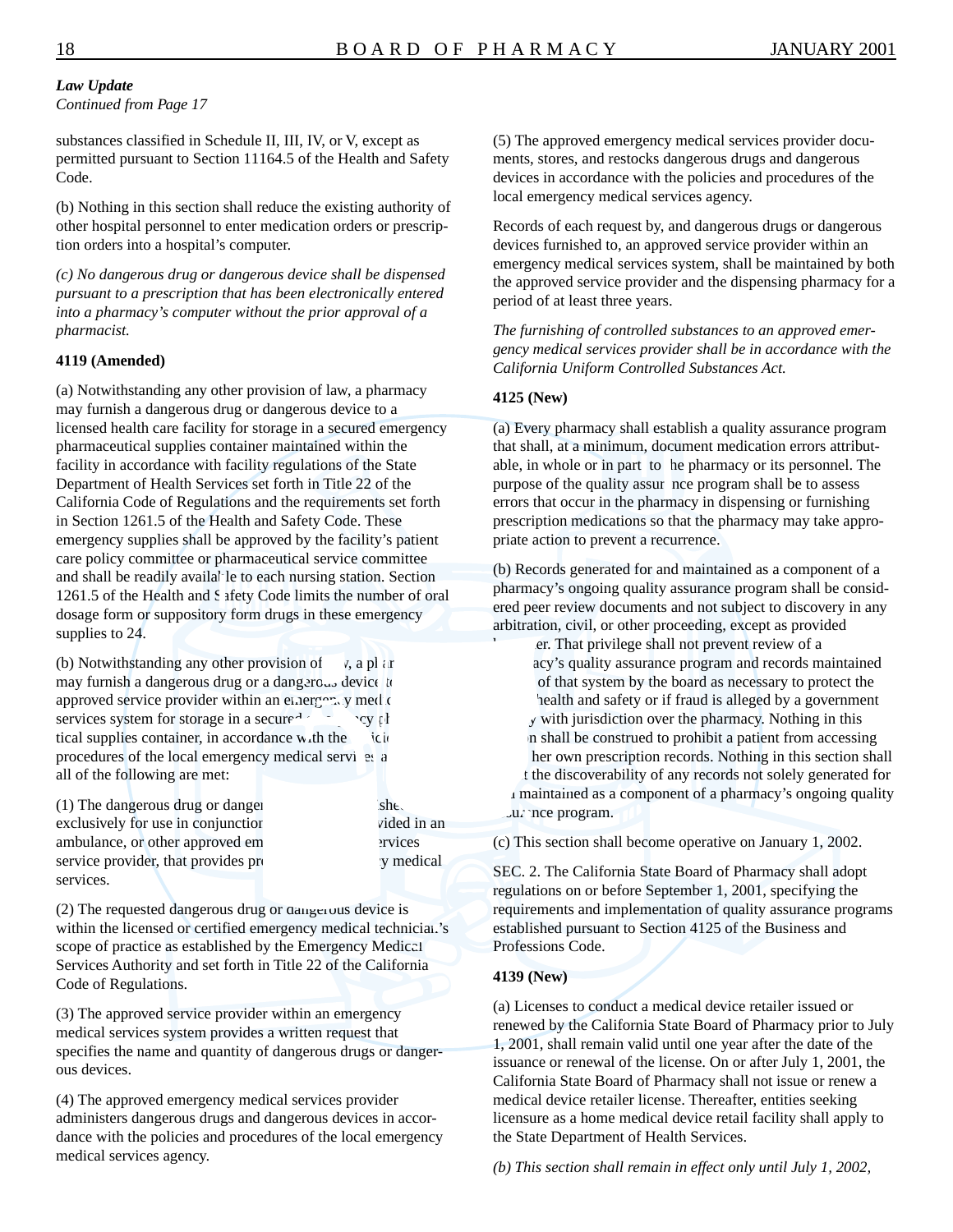*Law Update*
*Continued from Page 17*

substances classified in Schedule II, III, IV, or V, except as permitted pursuant to Section 11164.5 of the Health and Safety Code.

(b) Nothing in this section shall reduce the existing authority of other hospital personnel to enter medication orders or prescription orders into a hospital's computer.

*(c) No dangerous drug or dangerous device shall be dispensed pursuant to a prescription that has been electronically entered into a pharmacy's computer without the prior approval of a pharmacist.*

**4119 (Amended)**

(a) Notwithstanding any other provision of law, a pharmacy may furnish a dangerous drug or dangerous device to a licensed health care facility for storage in a secured emergency pharmaceutical supplies container maintained within the facility in accordance with facility regulations of the State Department of Health Services set forth in Title 22 of the California Code of Regulations and the requirements set forth in Section 1261.5 of the Health and Safety Code. These emergency supplies shall be approved by the facility's patient care policy committee or pharmaceutical service committee and shall be readily available to each nursing station. Section 1261.5 of the Health and Safety Code limits the number of oral dosage form or suppository form drugs in these emergency supplies to 24.

(b) Notwithstanding any other provision of law, a pharmacy may furnish a dangerous drug or a dangerous device to an approved service provider within an emergency medical services system for storage in a secured emergency pharmaceutical supplies container, in accordance with the policies and procedures of the local emergency medical services agency, if all of the following are met:

(1) The dangerous drug or dangerous device is furnished exclusively for use in conjunction with services provided in an ambulance, or other approved emergency medical services service provider, that provides prehospital emergency medical services.

(2) The requested dangerous drug or dangerous device is within the licensed or certified emergency medical technician's scope of practice as established by the Emergency Medical Services Authority and set forth in Title 22 of the California Code of Regulations.

(3) The approved service provider within an emergency medical services system provides a written request that specifies the name and quantity of dangerous drugs or dangerous devices.

(4) The approved emergency medical services provider administers dangerous drugs and dangerous devices in accordance with the policies and procedures of the local emergency medical services agency.

(5) The approved emergency medical services provider documents, stores, and restocks dangerous drugs and dangerous devices in accordance with the policies and procedures of the local emergency medical services agency.

Records of each request by, and dangerous drugs or dangerous devices furnished to, an approved service provider within an emergency medical services system, shall be maintained by both the approved service provider and the dispensing pharmacy for a period of at least three years.

*The furnishing of controlled substances to an approved emergency medical services provider shall be in accordance with the California Uniform Controlled Substances Act.*

**4125 (New)**

(a) Every pharmacy shall establish a quality assurance program that shall, at a minimum, document medication errors attributable, in whole or in part, to the pharmacy or its personnel. The purpose of the quality assurance program shall be to assess errors that occur in the pharmacy in dispensing or furnishing prescription medications so that the pharmacy may take appropriate action to prevent a recurrence.

(b) Records generated for and maintained as a component of a pharmacy's ongoing quality assurance program shall be considered peer review documents and not subject to discovery in any arbitration, civil, or other proceeding, except as provided hereafter. That privilege shall not prevent review of a pharmacy's quality assurance program and records maintained as part of that system by the board as necessary to protect the public health and safety or if fraud is alleged by a government agency with jurisdiction over the pharmacy. Nothing in this section shall be construed to prohibit a patient from accessing his or her own prescription records. Nothing in this section shall affect the discoverability of any records not solely generated for and maintained as a component of a pharmacy's ongoing quality assurance program.

(c) This section shall become operative on January 1, 2002.

SEC. 2. The California State Board of Pharmacy shall adopt regulations on or before September 1, 2001, specifying the requirements and implementation of quality assurance programs established pursuant to Section 4125 of the Business and Professions Code.

**4139 (New)**

(a) Licenses to conduct a medical device retailer issued or renewed by the California State Board of Pharmacy prior to July 1, 2001, shall remain valid until one year after the date of the issuance or renewal of the license. On or after July 1, 2001, the California State Board of Pharmacy shall not issue or renew a medical device retailer license. Thereafter, entities seeking licensure as a home medical device retail facility shall apply to the State Department of Health Services.

*(b) This section shall remain in effect only until July 1, 2002,*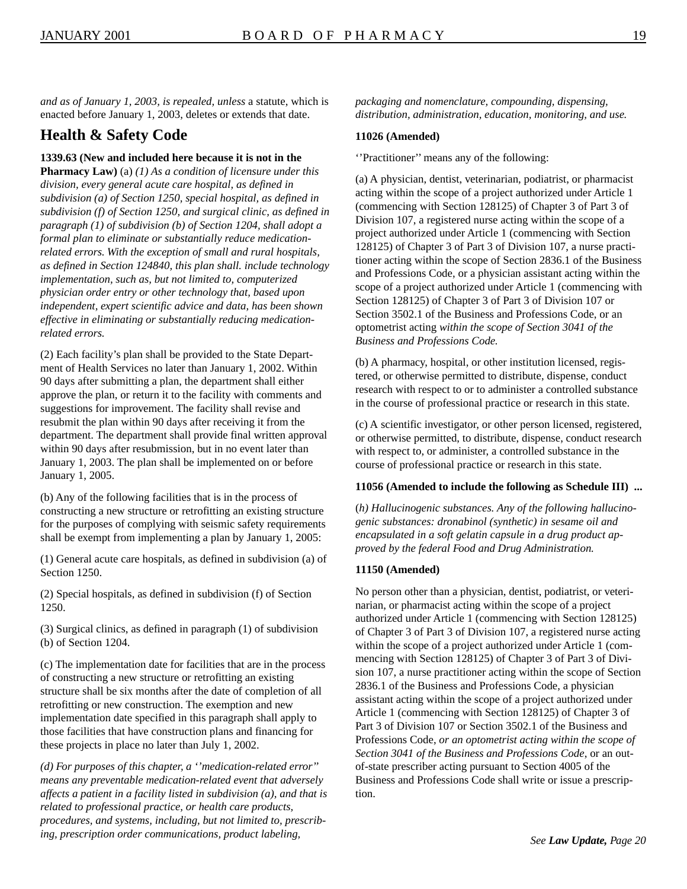*and as of January 1, 2003, is repealed, unless* a statute, which is enacted before January 1, 2003, deletes or extends that date.

## Health & Safety Code

**1339.63 (New and included here because it is not in the Pharmacy Law)** (a) *(1) As a condition of licensure under this division, every general acute care hospital, as defined in subdivision (a) of Section 1250, special hospital, as defined in subdivision (f) of Section 1250, and surgical clinic, as defined in paragraph (1) of subdivision (b) of Section 1204, shall adopt a formal plan to eliminate or substantially reduce medication-related errors. With the exception of small and rural hospitals, as defined in Section 124840, this plan shall. include technology implementation, such as, but not limited to, computerized physician order entry or other technology that, based upon independent, expert scientific advice and data, has been shown effective in eliminating or substantially reducing medication-related errors.*

(2) Each facility's plan shall be provided to the State Department of Health Services no later than January 1, 2002. Within 90 days after submitting a plan, the department shall either approve the plan, or return it to the facility with comments and suggestions for improvement. The facility shall revise and resubmit the plan within 90 days after receiving it from the department. The department shall provide final written approval within 90 days after resubmission, but in no event later than January 1, 2003. The plan shall be implemented on or before January 1, 2005.

(b) Any of the following facilities that is in the process of constructing a new structure or retrofitting an existing structure for the purposes of complying with seismic safety requirements shall be exempt from implementing a plan by January 1, 2005:

(1) General acute care hospitals, as defined in subdivision (a) of Section 1250.

(2) Special hospitals, as defined in subdivision (f) of Section 1250.

(3) Surgical clinics, as defined in paragraph (1) of subdivision (b) of Section 1204.

(c) The implementation date for facilities that are in the process of constructing a new structure or retrofitting an existing structure shall be six months after the date of completion of all retrofitting or new construction. The exemption and new implementation date specified in this paragraph shall apply to those facilities that have construction plans and financing for these projects in place no later than July 1, 2002.

*(d) For purposes of this chapter, a ''medication-related error" means any preventable medication-related event that adversely affects a patient in a facility listed in subdivision (a), and that is related to professional practice, or health care products, procedures, and systems, including, but not limited to, prescribing, prescription order communications, product labeling, packaging and nomenclature, compounding, dispensing, distribution, administration, education, monitoring, and use.*

**11026 (Amended)**

''Practitioner'' means any of the following:

(a) A physician, dentist, veterinarian, podiatrist, or pharmacist acting within the scope of a project authorized under Article 1 (commencing with Section 128125) of Chapter 3 of Part 3 of Division 107, a registered nurse acting within the scope of a project authorized under Article 1 (commencing with Section 128125) of Chapter 3 of Part 3 of Division 107, a nurse practitioner acting within the scope of Section 2836.1 of the Business and Professions Code, or a physician assistant acting within the scope of a project authorized under Article 1 (commencing with Section 128125) of Chapter 3 of Part 3 of Division 107 or Section 3502.1 of the Business and Professions Code, or an optometrist acting *within the scope of Section 3041 of the Business and Professions Code.*

(b) A pharmacy, hospital, or other institution licensed, registered, or otherwise permitted to distribute, dispense, conduct research with respect to or to administer a controlled substance in the course of professional practice or research in this state.

(c) A scientific investigator, or other person licensed, registered, or otherwise permitted, to distribute, dispense, conduct research with respect to, or administer, a controlled substance in the course of professional practice or research in this state.

**11056 (Amended to include the following as Schedule III) ...**

(*h) Hallucinogenic substances. Any of the following hallucinogenic substances: dronabinol (synthetic) in sesame oil and encapsulated in a soft gelatin capsule in a drug product approved by the federal Food and Drug Administration.*

**11150 (Amended)**

No person other than a physician, dentist, podiatrist, or veterinarian, or pharmacist acting within the scope of a project authorized under Article 1 (commencing with Section 128125) of Chapter 3 of Part 3 of Division 107, a registered nurse acting within the scope of a project authorized under Article 1 (commencing with Section 128125) of Chapter 3 of Part 3 of Division 107, a nurse practitioner acting within the scope of Section 2836.1 of the Business and Professions Code, a physician assistant acting within the scope of a project authorized under Article 1 (commencing with Section 128125) of Chapter 3 of Part 3 of Division 107 or Section 3502.1 of the Business and Professions Code, *or an optometrist acting within the scope of Section 3041 of the Business and Professions Code*, or an out-of-state prescriber acting pursuant to Section 4005 of the Business and Professions Code shall write or issue a prescription.

*See **Law Update,** Page 20*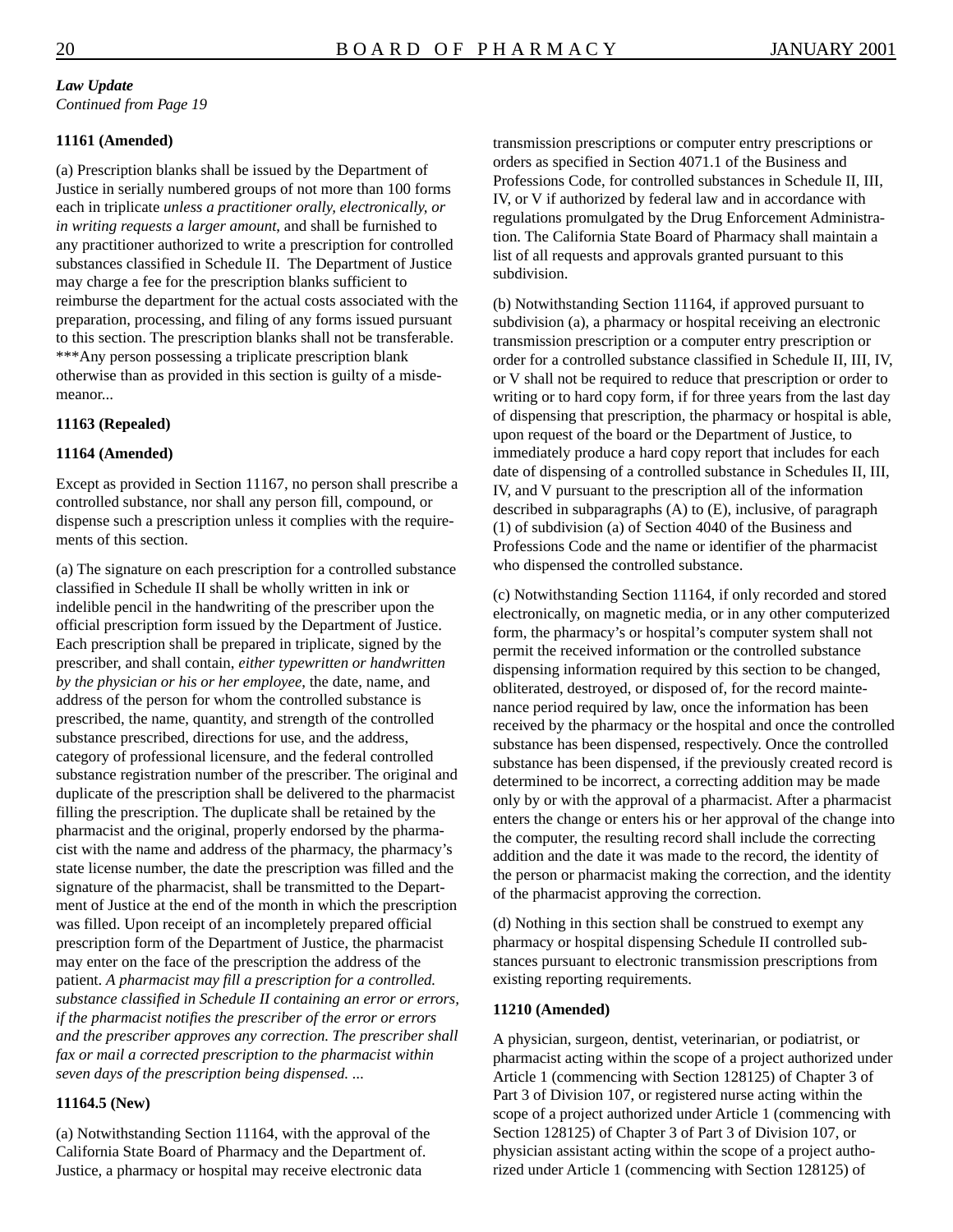*Law Update*
*Continued from Page 19*

**11161 (Amended)**

(a) Prescription blanks shall be issued by the Department of Justice in serially numbered groups of not more than 100 forms each in triplicate *unless a practitioner orally, electronically, or in writing requests a larger amount*, and shall be furnished to any practitioner authorized to write a prescription for controlled substances classified in Schedule II. The Department of Justice may charge a fee for the prescription blanks sufficient to reimburse the department for the actual costs associated with the preparation, processing, and filing of any forms issued pursuant to this section. The prescription blanks shall not be transferable. ***Any person possessing a triplicate prescription blank otherwise than as provided in this section is guilty of a misdemeanor...

**11163 (Repealed)**

**11164 (Amended)**

Except as provided in Section 11167, no person shall prescribe a controlled substance, nor shall any person fill, compound, or dispense such a prescription unless it complies with the requirements of this section.

(a) The signature on each prescription for a controlled substance classified in Schedule II shall be wholly written in ink or indelible pencil in the handwriting of the prescriber upon the official prescription form issued by the Department of Justice. Each prescription shall be prepared in triplicate, signed by the prescriber, and shall contain, *either typewritten or handwritten by the physician or his or her employee*, the date, name, and address of the person for whom the controlled substance is prescribed, the name, quantity, and strength of the controlled substance prescribed, directions for use, and the address, category of professional licensure, and the federal controlled substance registration number of the prescriber. The original and duplicate of the prescription shall be delivered to the pharmacist filling the prescription. The duplicate shall be retained by the pharmacist and the original, properly endorsed by the pharmacist with the name and address of the pharmacy, the pharmacy's state license number, the date the prescription was filled and the signature of the pharmacist, shall be transmitted to the Department of Justice at the end of the month in which the prescription was filled. Upon receipt of an incompletely prepared official prescription form of the Department of Justice, the pharmacist may enter on the face of the prescription the address of the patient. *A pharmacist may fill a prescription for a controlled. substance classified in Schedule II containing an error or errors, if the pharmacist notifies the prescriber of the error or errors and the prescriber approves any correction. The prescriber shall fax or mail a corrected prescription to the pharmacist within seven days of the prescription being dispensed. ...*

**11164.5 (New)**

(a) Notwithstanding Section 11164, with the approval of the California State Board of Pharmacy and the Department of. Justice, a pharmacy or hospital may receive electronic data transmission prescriptions or computer entry prescriptions or orders as specified in Section 4071.1 of the Business and Professions Code, for controlled substances in Schedule II, III, IV, or V if authorized by federal law and in accordance with regulations promulgated by the Drug Enforcement Administration. The California State Board of Pharmacy shall maintain a list of all requests and approvals granted pursuant to this subdivision.

(b) Notwithstanding Section 11164, if approved pursuant to subdivision (a), a pharmacy or hospital receiving an electronic transmission prescription or a computer entry prescription or order for a controlled substance classified in Schedule II, III, IV, or V shall not be required to reduce that prescription or order to writing or to hard copy form, if for three years from the last day of dispensing that prescription, the pharmacy or hospital is able, upon request of the board or the Department of Justice, to immediately produce a hard copy report that includes for each date of dispensing of a controlled substance in Schedules II, III, IV, and V pursuant to the prescription all of the information described in subparagraphs (A) to (E), inclusive, of paragraph (1) of subdivision (a) of Section 4040 of the Business and Professions Code and the name or identifier of the pharmacist who dispensed the controlled substance.

(c) Notwithstanding Section 11164, if only recorded and stored electronically, on magnetic media, or in any other computerized form, the pharmacy's or hospital's computer system shall not permit the received information or the controlled substance dispensing information required by this section to be changed, obliterated, destroyed, or disposed of, for the record maintenance period required by law, once the information has been received by the pharmacy or the hospital and once the controlled substance has been dispensed, respectively. Once the controlled substance has been dispensed, if the previously created record is determined to be incorrect, a correcting addition may be made only by or with the approval of a pharmacist. After a pharmacist enters the change or enters his or her approval of the change into the computer, the resulting record shall include the correcting addition and the date it was made to the record, the identity of the person or pharmacist making the correction, and the identity of the pharmacist approving the correction.

(d) Nothing in this section shall be construed to exempt any pharmacy or hospital dispensing Schedule II controlled substances pursuant to electronic transmission prescriptions from existing reporting requirements.

**11210 (Amended)**

A physician, surgeon, dentist, veterinarian, or podiatrist, or pharmacist acting within the scope of a project authorized under Article 1 (commencing with Section 128125) of Chapter 3 of Part 3 of Division 107, or registered nurse acting within the scope of a project authorized under Article 1 (commencing with Section 128125) of Chapter 3 of Part 3 of Division 107, or physician assistant acting within the scope of a project authorized under Article 1 (commencing with Section 128125) of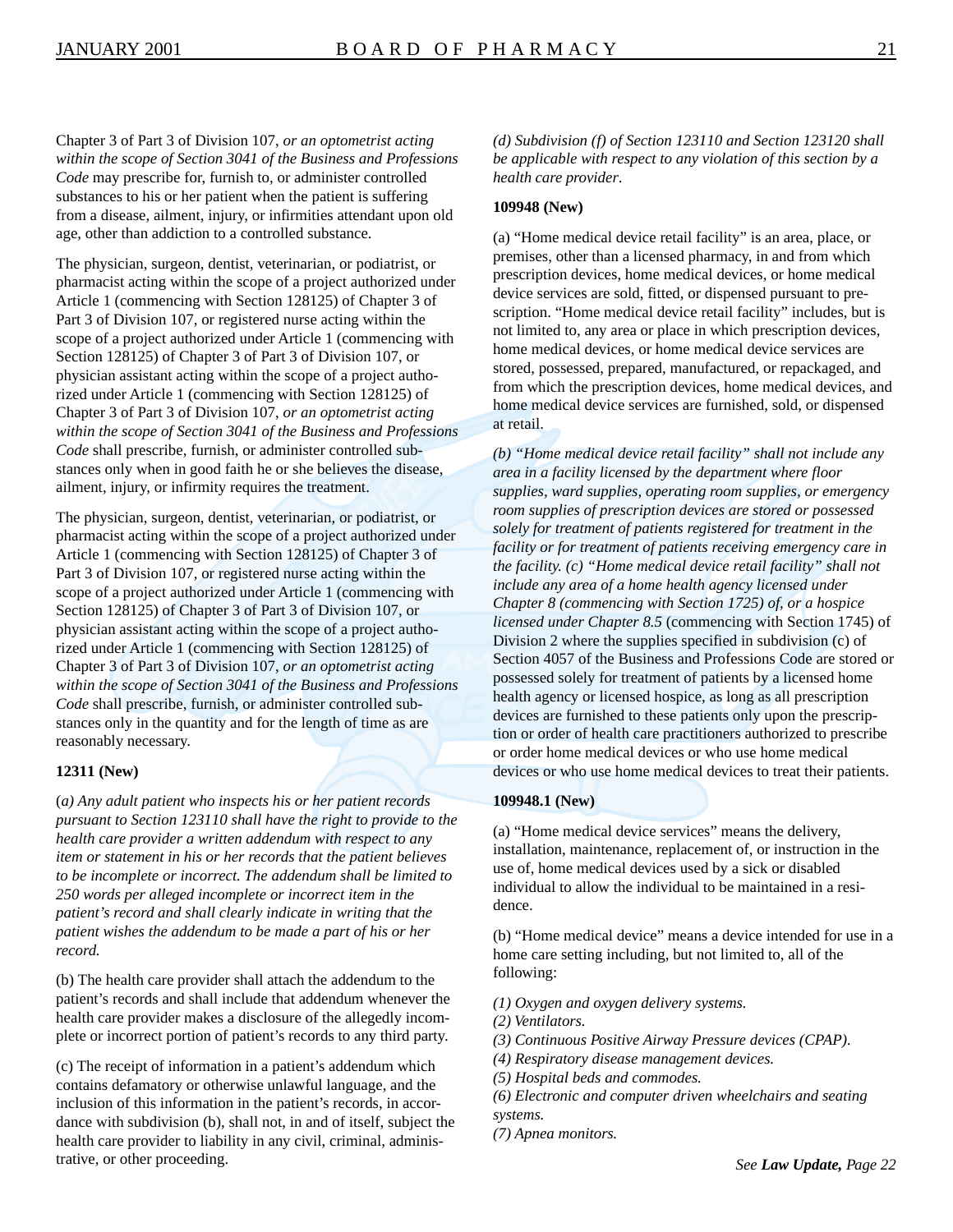Chapter 3 of Part 3 of Division 107, *or an optometrist acting within the scope of Section 3041 of the Business and Professions Code* may prescribe for, furnish to, or administer controlled substances to his or her patient when the patient is suffering from a disease, ailment, injury, or infirmities attendant upon old age, other than addiction to a controlled substance.

The physician, surgeon, dentist, veterinarian, or podiatrist, or pharmacist acting within the scope of a project authorized under Article 1 (commencing with Section 128125) of Chapter 3 of Part 3 of Division 107, or registered nurse acting within the scope of a project authorized under Article 1 (commencing with Section 128125) of Chapter 3 of Part 3 of Division 107, or physician assistant acting within the scope of a project authorized under Article 1 (commencing with Section 128125) of Chapter 3 of Part 3 of Division 107, *or an optometrist acting within the scope of Section 3041 of the Business and Professions Code* shall prescribe, furnish, or administer controlled substances only when in good faith he or she believes the disease, ailment, injury, or infirmity requires the treatment.

The physician, surgeon, dentist, veterinarian, or podiatrist, or pharmacist acting within the scope of a project authorized under Article 1 (commencing with Section 128125) of Chapter 3 of Part 3 of Division 107, or registered nurse acting within the scope of a project authorized under Article 1 (commencing with Section 128125) of Chapter 3 of Part 3 of Division 107, or physician assistant acting within the scope of a project authorized under Article 1 (commencing with Section 128125) of Chapter 3 of Part 3 of Division 107, *or an optometrist acting within the scope of Section 3041 of the Business and Professions Code* shall prescribe, furnish, or administer controlled substances only in the quantity and for the length of time as are reasonably necessary.

**12311 (New)**

(*a) Any adult patient who inspects his or her patient records pursuant to Section 123110 shall have the right to provide to the health care provider a written addendum with respect to any item or statement in his or her records that the patient believes to be incomplete or incorrect. The addendum shall be limited to 250 words per alleged incomplete or incorrect item in the patient's record and shall clearly indicate in writing that the patient wishes the addendum to be made a part of his or her record.*

(b) The health care provider shall attach the addendum to the patient's records and shall include that addendum whenever the health care provider makes a disclosure of the allegedly incomplete or incorrect portion of patient's records to any third party.

(c) The receipt of information in a patient's addendum which contains defamatory or otherwise unlawful language, and the inclusion of this information in the patient's records, in accordance with subdivision (b), shall not, in and of itself, subject the health care provider to liability in any civil, criminal, administrative, or other proceeding.

*(d) Subdivision (f) of Section 123110 and Section 123120 shall be applicable with respect to any violation of this section by a health care provider.*

**109948 (New)**

(a) "Home medical device retail facility" is an area, place, or premises, other than a licensed pharmacy, in and from which prescription devices, home medical devices, or home medical device services are sold, fitted, or dispensed pursuant to prescription. "Home medical device retail facility" includes, but is not limited to, any area or place in which prescription devices, home medical devices, or home medical device services are stored, possessed, prepared, manufactured, or repackaged, and from which the prescription devices, home medical devices, and home medical device services are furnished, sold, or dispensed at retail.

*(b) "Home medical device retail facility" shall not include any area in a facility licensed by the department where floor supplies, ward supplies, operating room supplies, or emergency room supplies of prescription devices are stored or possessed solely for treatment of patients registered for treatment in the facility or for treatment of patients receiving emergency care in the facility. (c) "Home medical device retail facility" shall not include any area of a home health agency licensed under Chapter 8 (commencing with Section 1725) of, or a hospice licensed under Chapter 8.5* (commencing with Section 1745) of Division 2 where the supplies specified in subdivision (c) of Section 4057 of the Business and Professions Code are stored or possessed solely for treatment of patients by a licensed home health agency or licensed hospice, as long as all prescription devices are furnished to these patients only upon the prescription or order of health care practitioners authorized to prescribe or order home medical devices or who use home medical devices or who use home medical devices to treat their patients.

**109948.1 (New)**

(a) "Home medical device services" means the delivery, installation, maintenance, replacement of, or instruction in the use of, home medical devices used by a sick or disabled individual to allow the individual to be maintained in a residence.

(b) "Home medical device" means a device intended for use in a home care setting including, but not limited to, all of the following:

*(1) Oxygen and oxygen delivery systems.*
*(2) Ventilators.*
*(3) Continuous Positive Airway Pressure devices (CPAP).*
*(4) Respiratory disease management devices.*
*(5) Hospital beds and commodes.*
*(6) Electronic and computer driven wheelchairs and seating systems.*
*(7) Apnea monitors.*

*See* ***Law Update,*** *Page 22*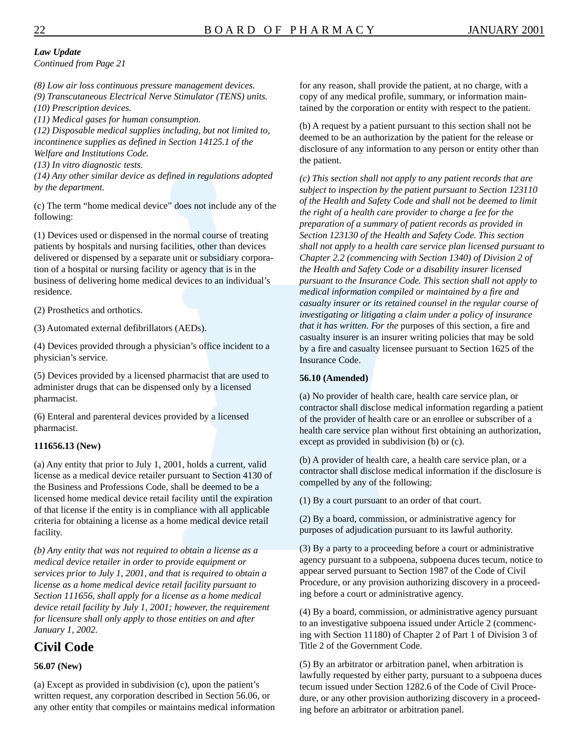***Law Update***
*Continued from Page 21*

*(8) Low air loss continuous pressure management devices.*
*(9) Transcutaneous Electrical Nerve Stimulator (TENS) units.*
*(10) Prescription devices.*
*(11) Medical gases for human consumption.*
*(12) Disposable medical supplies including, but not limited to, incontinence supplies as defined in Section 14125.1 of the Welfare and Institutions Code.*
*(13) In vitro diagnostic tests.*
*(14) Any other similar device as defined in regulations adopted by the department.*

(c) The term "home medical device" does not include any of the following:

(1) Devices used or dispensed in the normal course of treating patients by hospitals and nursing facilities, other than devices delivered or dispensed by a separate unit or subsidiary corporation of a hospital or nursing facility or agency that is in the business of delivering home medical devices to an individual's residence.

(2) Prosthetics and orthotics.

(3) Automated external defibrillators (AEDs).

(4) Devices provided through a physician's office incident to a physician's service.

(5) Devices provided by a licensed pharmacist that are used to administer drugs that can be dispensed only by a licensed pharmacist.

(6) Enteral and parenteral devices provided by a licensed pharmacist.

**111656.13 (New)**

(a) Any entity that prior to July 1, 2001, holds a current, valid license as a medical device retailer pursuant to Section 4130 of the Business and Professions Code, shall be deemed to be a licensed home medical device retail facility until the expiration of that license if the entity is in compliance with all applicable criteria for obtaining a license as a home medical device retail facility.

*(b) Any entity that was not required to obtain a license as a medical device retailer in order to provide equipment or services prior to July 1, 2001, and that is required to obtain a license as a home medical device retail facility pursuant to Section 111656, shall apply for a license as a home medical device retail facility by July 1, 2001; however, the requirement for licensure shall only apply to those entities on and after January 1, 2002.*

## Civil Code

**56.07 (New)**

(a) Except as provided in subdivision (c), upon the patient's written request, any corporation described in Section 56.06, or any other entity that compiles or maintains medical information for any reason, shall provide the patient, at no charge, with a copy of any medical profile, summary, or information maintained by the corporation or entity with respect to the patient.

(b) A request by a patient pursuant to this section shall not be deemed to be an authorization by the patient for the release or disclosure of any information to any person or entity other than the patient.

*(c) This section shall not apply to any patient records that are subject to inspection by the patient pursuant to Section 123110 of the Health and Safety Code and shall not be deemed to limit the right of a health care provider to charge a fee for the preparation of a summary of patient records as provided in Section 123130 of the Health and Safety Code. This section shall not apply to a health care service plan licensed pursuant to Chapter 2.2 (commencing with Section 1340) of Division 2 of the Health and Safety Code or a disability insurer licensed pursuant to the Insurance Code. This section shall not apply to medical information compiled or maintained by a fire and casualty insurer or its retained counsel in the regular course of investigating or litigating a claim under a policy of insurance that it has written. For the* purposes of this section, a fire and casualty insurer is an insurer writing policies that may be sold by a fire and casualty licensee pursuant to Section 1625 of the Insurance Code.

**56.10 (Amended)**

(a) No provider of health care, health care service plan, or contractor shall disclose medical information regarding a patient of the provider of health care or an enrollee or subscriber of a health care service plan without first obtaining an authorization, except as provided in subdivision (b) or (c).

(b) A provider of health care, a health care service plan, or a contractor shall disclose medical information if the disclosure is compelled by any of the following:

(1) By a court pursuant to an order of that court.

(2) By a board, commission, or administrative agency for purposes of adjudication pursuant to its lawful authority.

(3) By a party to a proceeding before a court or administrative agency pursuant to a subpoena, subpoena duces tecum, notice to appear served pursuant to Section 1987 of the Code of Civil Procedure, or any provision authorizing discovery in a proceeding before a court or administrative agency.

(4) By a board, commission, or administrative agency pursuant to an investigative subpoena issued under Article 2 (commencing with Section 11180) of Chapter 2 of Part 1 of Division 3 of Title 2 of the Government Code.

(5) By an arbitrator or arbitration panel, when arbitration is lawfully requested by either party, pursuant to a subpoena duces tecum issued under Section 1282.6 of the Code of Civil Procedure, or any other provision authorizing discovery in a proceeding before an arbitrator or arbitration panel.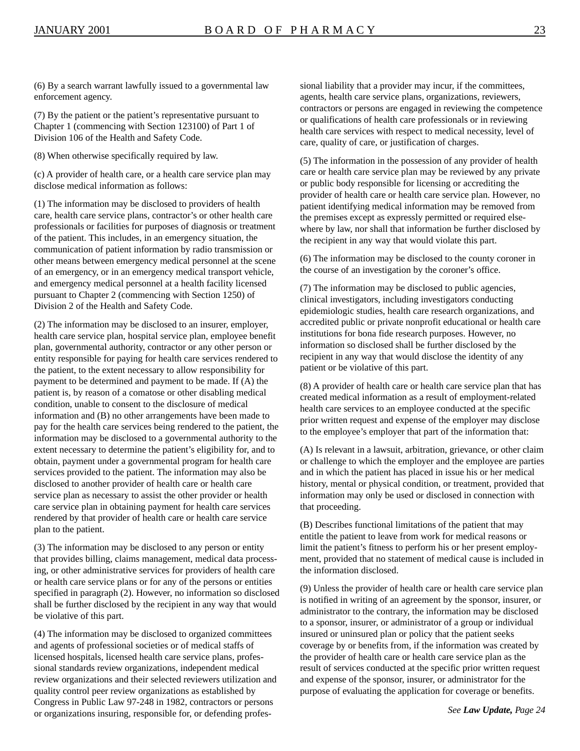(6) By a search warrant lawfully issued to a governmental law enforcement agency.

(7) By the patient or the patient's representative pursuant to Chapter 1 (commencing with Section 123100) of Part 1 of Division 106 of the Health and Safety Code.

(8) When otherwise specifically required by law.

(c) A provider of health care, or a health care service plan may disclose medical information as follows:

(1) The information may be disclosed to providers of health care, health care service plans, contractor's or other health care professionals or facilities for purposes of diagnosis or treatment of the patient. This includes, in an emergency situation, the communication of patient information by radio transmission or other means between emergency medical personnel at the scene of an emergency, or in an emergency medical transport vehicle, and emergency medical personnel at a health facility licensed pursuant to Chapter 2 (commencing with Section 1250) of Division 2 of the Health and Safety Code.

(2) The information may be disclosed to an insurer, employer, health care service plan, hospital service plan, employee benefit plan, governmental authority, contractor or any other person or entity responsible for paying for health care services rendered to the patient, to the extent necessary to allow responsibility for payment to be determined and payment to be made. If (A) the patient is, by reason of a comatose or other disabling medical condition, unable to consent to the disclosure of medical information and (B) no other arrangements have been made to pay for the health care services being rendered to the patient, the information may be disclosed to a governmental authority to the extent necessary to determine the patient's eligibility for, and to obtain, payment under a governmental program for health care services provided to the patient. The information may also be disclosed to another provider of health care or health care service plan as necessary to assist the other provider or health care service plan in obtaining payment for health care services rendered by that provider of health care or health care service plan to the patient.

(3) The information may be disclosed to any person or entity that provides billing, claims management, medical data processing, or other administrative services for providers of health care or health care service plans or for any of the persons or entities specified in paragraph (2). However, no information so disclosed shall be further disclosed by the recipient in any way that would be violative of this part.

(4) The information may be disclosed to organized committees and agents of professional societies or of medical staffs of licensed hospitals, licensed health care service plans, professional standards review organizations, independent medical review organizations and their selected reviewers utilization and quality control peer review organizations as established by Congress in Public Law 97-248 in 1982, contractors or persons or organizations insuring, responsible for, or defending professional liability that a provider may incur, if the committees, agents, health care service plans, organizations, reviewers, contractors or persons are engaged in reviewing the competence or qualifications of health care professionals or in reviewing health care services with respect to medical necessity, level of care, quality of care, or justification of charges.

(5) The information in the possession of any provider of health care or health care service plan may be reviewed by any private or public body responsible for licensing or accrediting the provider of health care or health care service plan. However, no patient identifying medical information may be removed from the premises except as expressly permitted or required elsewhere by law, nor shall that information be further disclosed by the recipient in any way that would violate this part.

(6) The information may be disclosed to the county coroner in the course of an investigation by the coroner's office.

(7) The information may be disclosed to public agencies, clinical investigators, including investigators conducting epidemiologic studies, health care research organizations, and accredited public or private nonprofit educational or health care institutions for bona fide research purposes. However, no information so disclosed shall be further disclosed by the recipient in any way that would disclose the identity of any patient or be violative of this part.

(8) A provider of health care or health care service plan that has created medical information as a result of employment-related health care services to an employee conducted at the specific prior written request and expense of the employer may disclose to the employee's employer that part of the information that:

(A) Is relevant in a lawsuit, arbitration, grievance, or other claim or challenge to which the employer and the employee are parties and in which the patient has placed in issue his or her medical history, mental or physical condition, or treatment, provided that information may only be used or disclosed in connection with that proceeding.

(B) Describes functional limitations of the patient that may entitle the patient to leave from work for medical reasons or limit the patient's fitness to perform his or her present employment, provided that no statement of medical cause is included in the information disclosed.

(9) Unless the provider of health care or health care service plan is notified in writing of an agreement by the sponsor, insurer, or administrator to the contrary, the information may be disclosed to a sponsor, insurer, or administrator of a group or individual insured or uninsured plan or policy that the patient seeks coverage by or benefits from, if the information was created by the provider of health care or health care service plan as the result of services conducted at the specific prior written request and expense of the sponsor, insurer, or administrator for the purpose of evaluating the application for coverage or benefits.

*See **Law Update,** Page 24*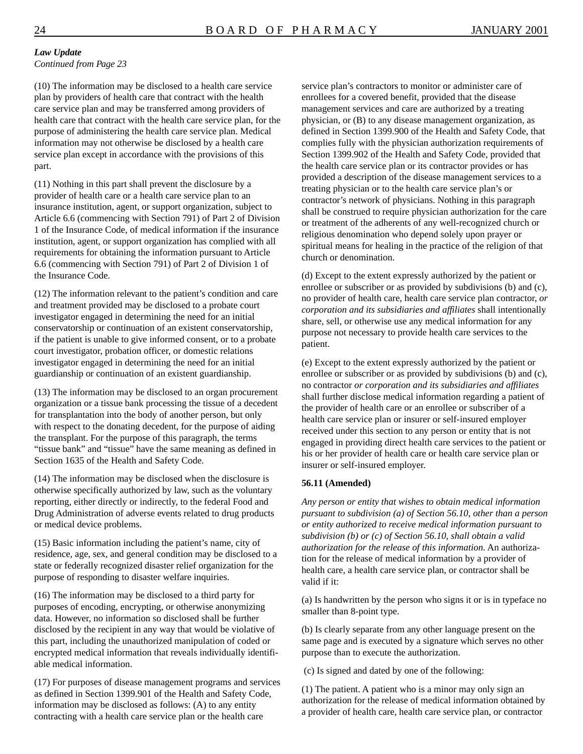***Law Update***
*Continued from Page 23*

(10) The information may be disclosed to a health care service plan by providers of health care that contract with the health care service plan and may be transferred among providers of health care that contract with the health care service plan, for the purpose of administering the health care service plan. Medical information may not otherwise be disclosed by a health care service plan except in accordance with the provisions of this part.

(11) Nothing in this part shall prevent the disclosure by a provider of health care or a health care service plan to an insurance institution, agent, or support organization, subject to Article 6.6 (commencing with Section 791) of Part 2 of Division 1 of the Insurance Code, of medical information if the insurance institution, agent, or support organization has complied with all requirements for obtaining the information pursuant to Article 6.6 (commencing with Section 791) of Part 2 of Division 1 of the Insurance Code.

(12) The information relevant to the patient's condition and care and treatment provided may be disclosed to a probate court investigator engaged in determining the need for an initial conservatorship or continuation of an existent conservatorship, if the patient is unable to give informed consent, or to a probate court investigator, probation officer, or domestic relations investigator engaged in determining the need for an initial guardianship or continuation of an existent guardianship.

(13) The information may be disclosed to an organ procurement organization or a tissue bank processing the tissue of a decedent for transplantation into the body of another person, but only with respect to the donating decedent, for the purpose of aiding the transplant. For the purpose of this paragraph, the terms "tissue bank" and "tissue" have the same meaning as defined in Section 1635 of the Health and Safety Code.

(14) The information may be disclosed when the disclosure is otherwise specifically authorized by law, such as the voluntary reporting, either directly or indirectly, to the federal Food and Drug Administration of adverse events related to drug products or medical device problems.

(15) Basic information including the patient's name, city of residence, age, sex, and general condition may be disclosed to a state or federally recognized disaster relief organization for the purpose of responding to disaster welfare inquiries.

(16) The information may be disclosed to a third party for purposes of encoding, encrypting, or otherwise anonymizing data. However, no information so disclosed shall be further disclosed by the recipient in any way that would be violative of this part, including the unauthorized manipulation of coded or encrypted medical information that reveals individually identifiable medical information.

(17) For purposes of disease management programs and services as defined in Section 1399.901 of the Health and Safety Code, information may be disclosed as follows: (A) to any entity contracting with a health care service plan or the health care service plan's contractors to monitor or administer care of enrollees for a covered benefit, provided that the disease management services and care are authorized by a treating physician, or (B) to any disease management organization, as defined in Section 1399.900 of the Health and Safety Code, that complies fully with the physician authorization requirements of Section 1399.902 of the Health and Safety Code, provided that the health care service plan or its contractor provides or has provided a description of the disease management services to a treating physician or to the health care service plan's or contractor's network of physicians. Nothing in this paragraph shall be construed to require physician authorization for the care or treatment of the adherents of any well-recognized church or religious denomination who depend solely upon prayer or spiritual means for healing in the practice of the religion of that church or denomination.

(d) Except to the extent expressly authorized by the patient or enrollee or subscriber or as provided by subdivisions (b) and (c), no provider of health care, health care service plan contractor, *or corporation and its subsidiaries and affiliates* shall intentionally share, sell, or otherwise use any medical information for any purpose not necessary to provide health care services to the patient.

(e) Except to the extent expressly authorized by the patient or enrollee or subscriber or as provided by subdivisions (b) and (c), no contractor *or corporation and its subsidiaries and affiliates* shall further disclose medical information regarding a patient of the provider of health care or an enrollee or subscriber of a health care service plan or insurer or self-insured employer received under this section to any person or entity that is not engaged in providing direct health care services to the patient or his or her provider of health care or health care service plan or insurer or self-insured employer.

**56.11 (Amended)**

*Any person or entity that wishes to obtain medical information pursuant to subdivision (a) of Section 56.10, other than a person or entity authorized to receive medical information pursuant to subdivision (b) or (c) of Section 56.10, shall obtain a valid authorization for the release of this information.* An authorization for the release of medical information by a provider of health care, a health care service plan, or contractor shall be valid if it:

(a) Is handwritten by the person who signs it or is in typeface no smaller than 8-point type.

(b) Is clearly separate from any other language present on the same page and is executed by a signature which serves no other purpose than to execute the authorization.

(c) Is signed and dated by one of the following:

(1) The patient. A patient who is a minor may only sign an authorization for the release of medical information obtained by a provider of health care, health care service plan, or contractor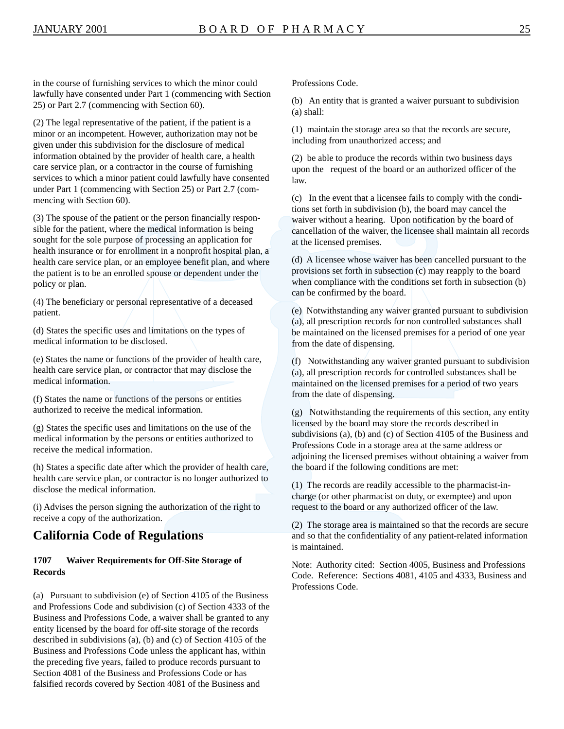in the course of furnishing services to which the minor could lawfully have consented under Part 1 (commencing with Section 25) or Part 2.7 (commencing with Section 60).

(2) The legal representative of the patient, if the patient is a minor or an incompetent. However, authorization may not be given under this subdivision for the disclosure of medical information obtained by the provider of health care, a health care service plan, or a contractor in the course of furnishing services to which a minor patient could lawfully have consented under Part 1 (commencing with Section 25) or Part 2.7 (commencing with Section 60).

(3) The spouse of the patient or the person financially responsible for the patient, where the medical information is being sought for the sole purpose of processing an application for health insurance or for enrollment in a nonprofit hospital plan, a health care service plan, or an employee benefit plan, and where the patient is to be an enrolled spouse or dependent under the policy or plan.

(4) The beneficiary or personal representative of a deceased patient.

(d) States the specific uses and limitations on the types of medical information to be disclosed.

(e) States the name or functions of the provider of health care, health care service plan, or contractor that may disclose the medical information.

(f) States the name or functions of the persons or entities authorized to receive the medical information.

(g) States the specific uses and limitations on the use of the medical information by the persons or entities authorized to receive the medical information.

(h) States a specific date after which the provider of health care, health care service plan, or contractor is no longer authorized to disclose the medical information.

(i) Advises the person signing the authorization of the right to receive a copy of the authorization.

## California Code of Regulations

### 1707 Waiver Requirements for Off-Site Storage of Records

(a) Pursuant to subdivision (e) of Section 4105 of the Business and Professions Code and subdivision (c) of Section 4333 of the Business and Professions Code, a waiver shall be granted to any entity licensed by the board for off-site storage of the records described in subdivisions (a), (b) and (c) of Section 4105 of the Business and Professions Code unless the applicant has, within the preceding five years, failed to produce records pursuant to Section 4081 of the Business and Professions Code or has falsified records covered by Section 4081 of the Business and Professions Code.

(b) An entity that is granted a waiver pursuant to subdivision (a) shall:

(1) maintain the storage area so that the records are secure, including from unauthorized access; and

(2) be able to produce the records within two business days upon the request of the board or an authorized officer of the law.

(c) In the event that a licensee fails to comply with the conditions set forth in subdivision (b), the board may cancel the waiver without a hearing. Upon notification by the board of cancellation of the waiver, the licensee shall maintain all records at the licensed premises.

(d) A licensee whose waiver has been cancelled pursuant to the provisions set forth in subsection (c) may reapply to the board when compliance with the conditions set forth in subsection (b) can be confirmed by the board.

(e) Notwithstanding any waiver granted pursuant to subdivision (a), all prescription records for non controlled substances shall be maintained on the licensed premises for a period of one year from the date of dispensing.

(f) Notwithstanding any waiver granted pursuant to subdivision (a), all prescription records for controlled substances shall be maintained on the licensed premises for a period of two years from the date of dispensing.

(g) Notwithstanding the requirements of this section, any entity licensed by the board may store the records described in subdivisions (a), (b) and (c) of Section 4105 of the Business and Professions Code in a storage area at the same address or adjoining the licensed premises without obtaining a waiver from the board if the following conditions are met:

(1) The records are readily accessible to the pharmacist-in-charge (or other pharmacist on duty, or exemptee) and upon request to the board or any authorized officer of the law.

(2) The storage area is maintained so that the records are secure and so that the confidentiality of any patient-related information is maintained.

Note: Authority cited: Section 4005, Business and Professions Code. Reference: Sections 4081, 4105 and 4333, Business and Professions Code.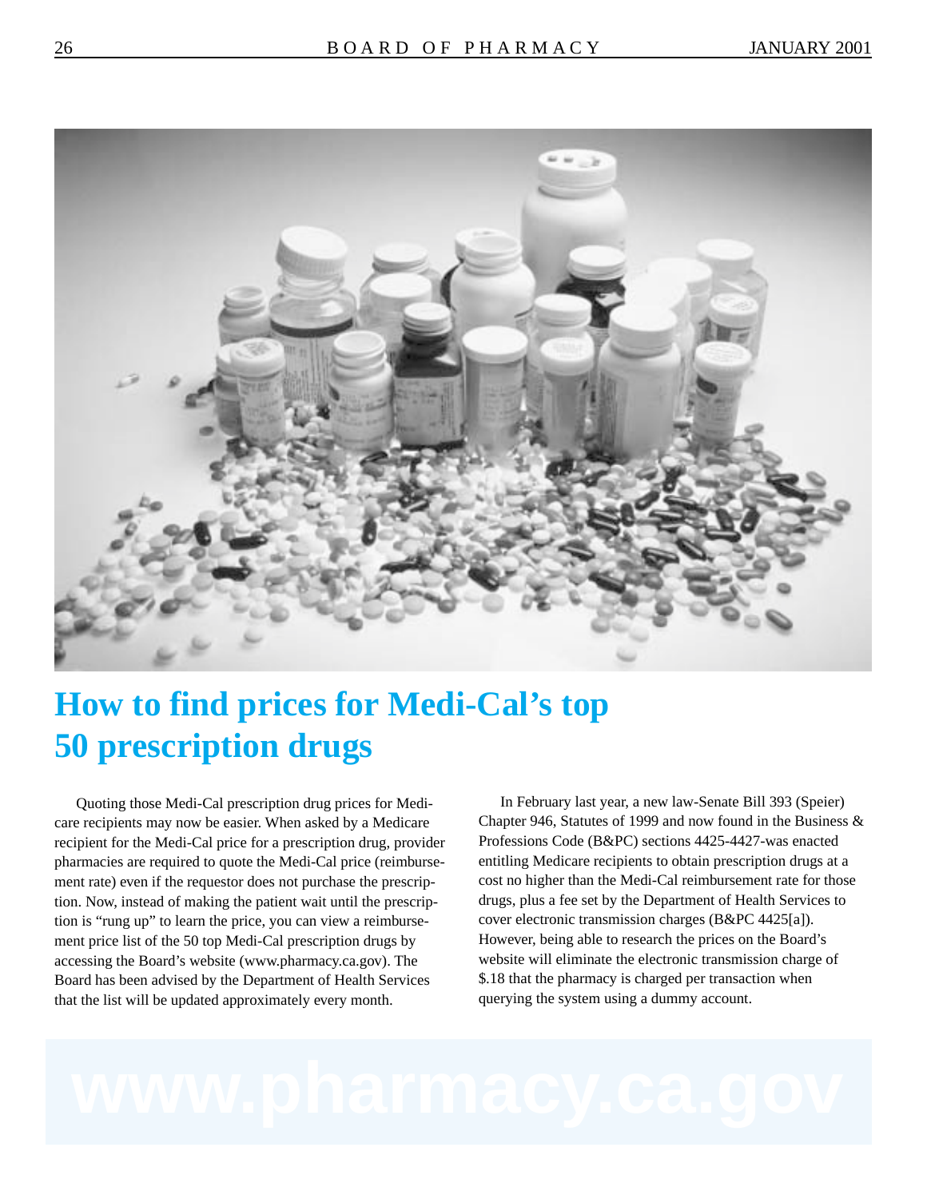# How to find prices for Medi-Cal's top 50 prescription drugs

Quoting those Medi-Cal prescription drug prices for Medicare recipients may now be easier. When asked by a Medicare recipient for the Medi-Cal price for a prescription drug, provider pharmacies are required to quote the Medi-Cal price (reimbursement rate) even if the requestor does not purchase the prescription. Now, instead of making the patient wait until the prescription is "rung up" to learn the price, you can view a reimbursement price list of the 50 top Medi-Cal prescription drugs by accessing the Board's website (www.pharmacy.ca.gov). The Board has been advised by the Department of Health Services that the list will be updated approximately every month.

In February last year, a new law-Senate Bill 393 (Speier) Chapter 946, Statutes of 1999 and now found in the Business & Professions Code (B&PC) sections 4425-4427-was enacted entitling Medicare recipients to obtain prescription drugs at a cost no higher than the Medi-Cal reimbursement rate for those drugs, plus a fee set by the Department of Health Services to cover electronic transmission charges (B&PC 4425[a]). However, being able to research the prices on the Board's website will eliminate the electronic transmission charge of $.18 that the pharmacy is charged per transaction when querying the system using a dummy account.

www.pharmacy.ca.gov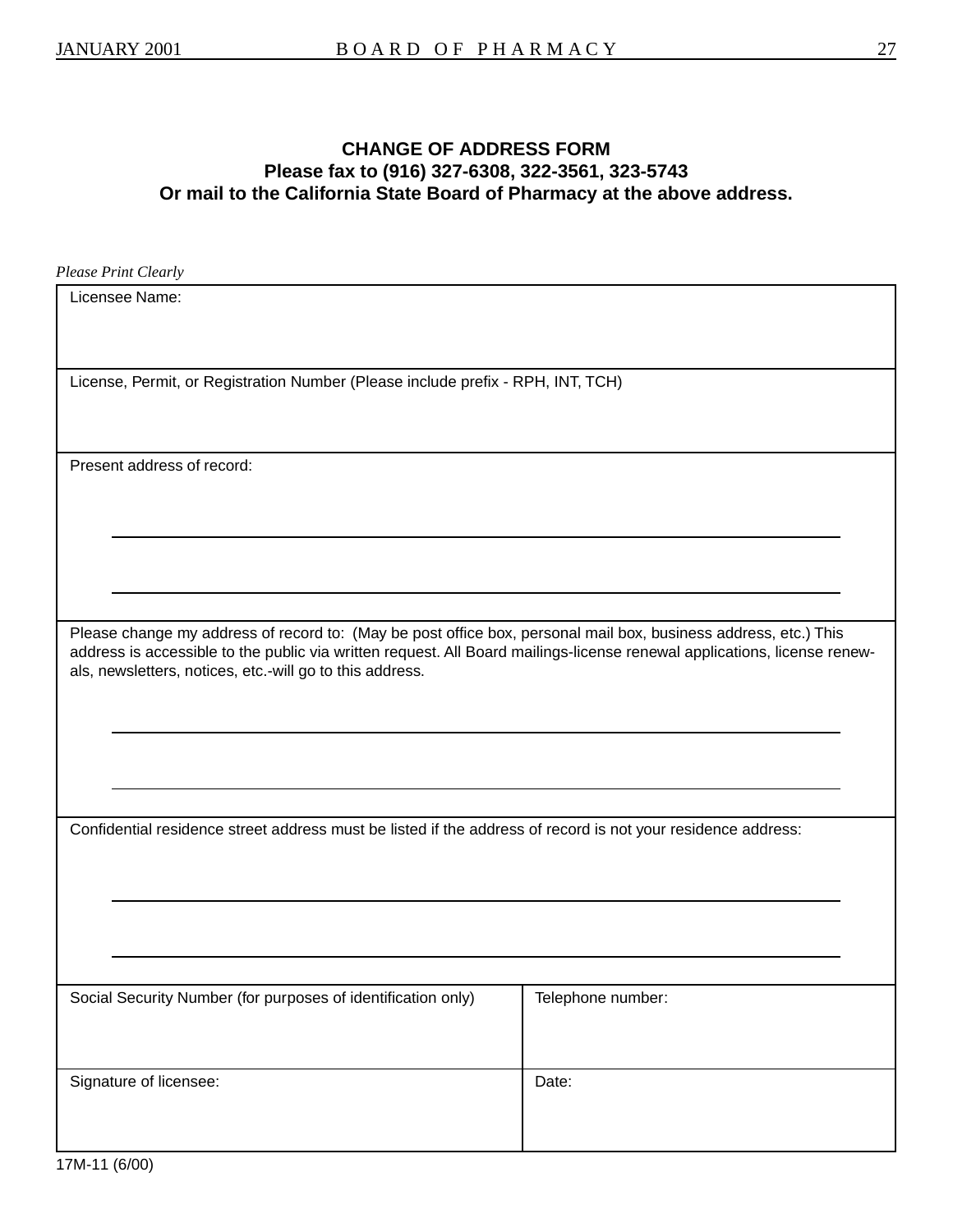# CHANGE OF ADDRESS FORM

**Please fax to (916) 327-6308, 322-3561, 323-5743**

**Or mail to the California State Board of Pharmacy at the above address.**

*Please Print Clearly*

| Licensee Name: | |
|---|---|
| License, Permit, or Registration Number (Please include prefix - RPH, INT, TCH) | |
| Present address of record: | |
| Please change my address of record to: (May be post office box, personal mail box, business address, etc.) This address is accessible to the public via written request. All Board mailings-license renewal applications, license renewals, newsletters, notices, etc.-will go to this address. | |
| Confidential residence street address must be listed if the address of record is not your residence address: | |
| Social Security Number (for purposes of identification only) | Telephone number: |
| Signature of licensee: | Date: |

17M-11 (6/00)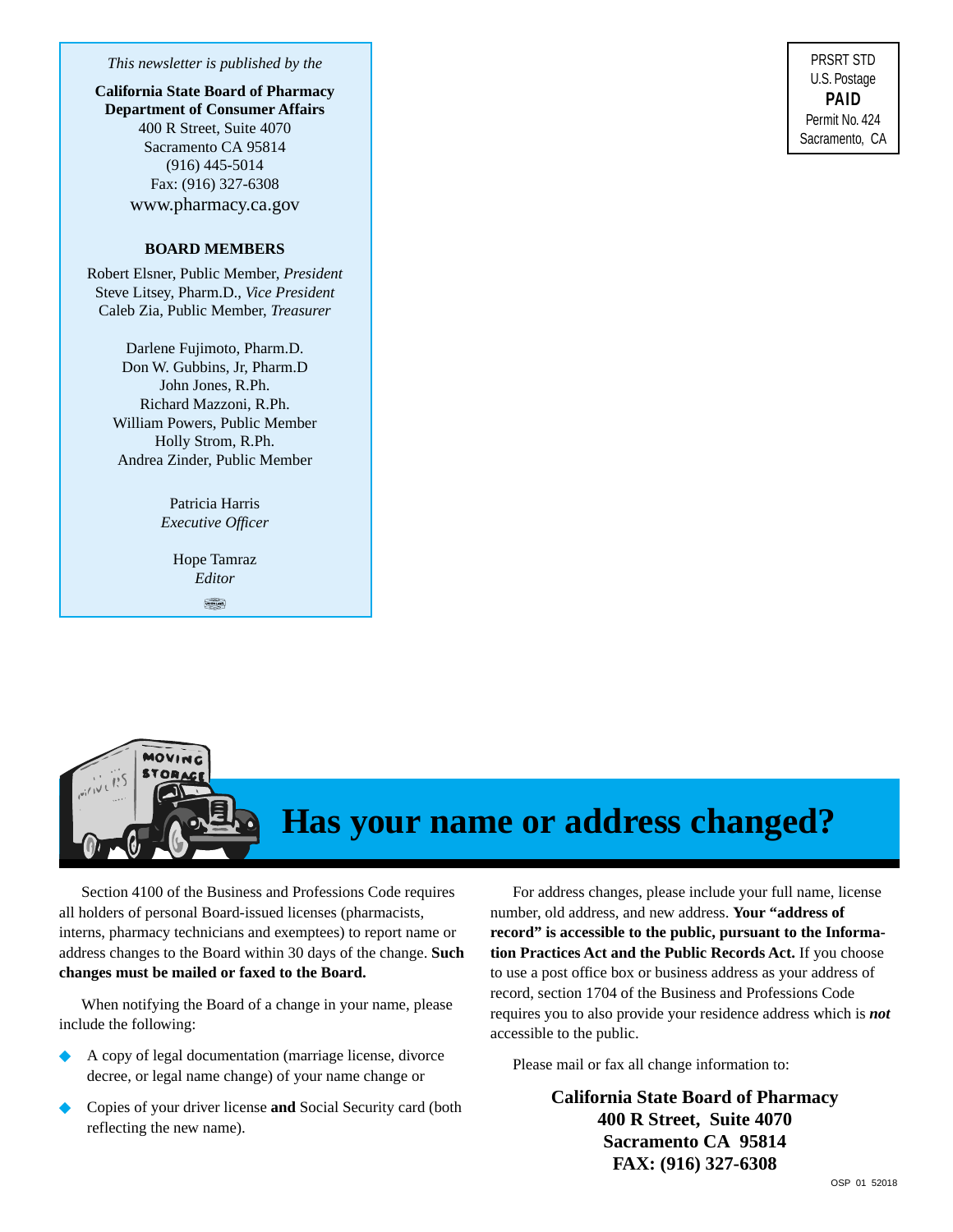*This newsletter is published by the*

**California State Board of Pharmacy**
**Department of Consumer Affairs**
400 R Street, Suite 4070
Sacramento CA 95814
(916) 445-5014
Fax: (916) 327-6308
www.pharmacy.ca.gov

**BOARD MEMBERS**

Robert Elsner, Public Member, *President*
Steve Litsey, Pharm.D., *Vice President*
Caleb Zia, Public Member, *Treasurer*

Darlene Fujimoto, Pharm.D.
Don W. Gubbins, Jr, Pharm.D
John Jones, R.Ph.
Richard Mazzoni, R.Ph.
William Powers, Public Member
Holly Strom, R.Ph.
Andrea Zinder, Public Member

Patricia Harris
*Executive Officer*

Hope Tamraz
*Editor*

PRSRT STD
U.S. Postage
**PAID**
Permit No. 424
Sacramento, CA

# Has your name or address changed?

Section 4100 of the Business and Professions Code requires all holders of personal Board-issued licenses (pharmacists, interns, pharmacy technicians and exemptees) to report name or address changes to the Board within 30 days of the change. **Such changes must be mailed or faxed to the Board.**

When notifying the Board of a change in your name, please include the following:

- A copy of legal documentation (marriage license, divorce decree, or legal name change) of your name change or
- Copies of your driver license **and** Social Security card (both reflecting the new name).

For address changes, please include your full name, license number, old address, and new address. **Your "address of record" is accessible to the public, pursuant to the Information Practices Act and the Public Records Act.** If you choose to use a post office box or business address as your address of record, section 1704 of the Business and Professions Code requires you to also provide your residence address which is ***not*** accessible to the public.

Please mail or fax all change information to:

**California State Board of Pharmacy**
**400 R Street, Suite 4070**
**Sacramento CA 95814**
**FAX: (916) 327-6308**

OSP 01 52018